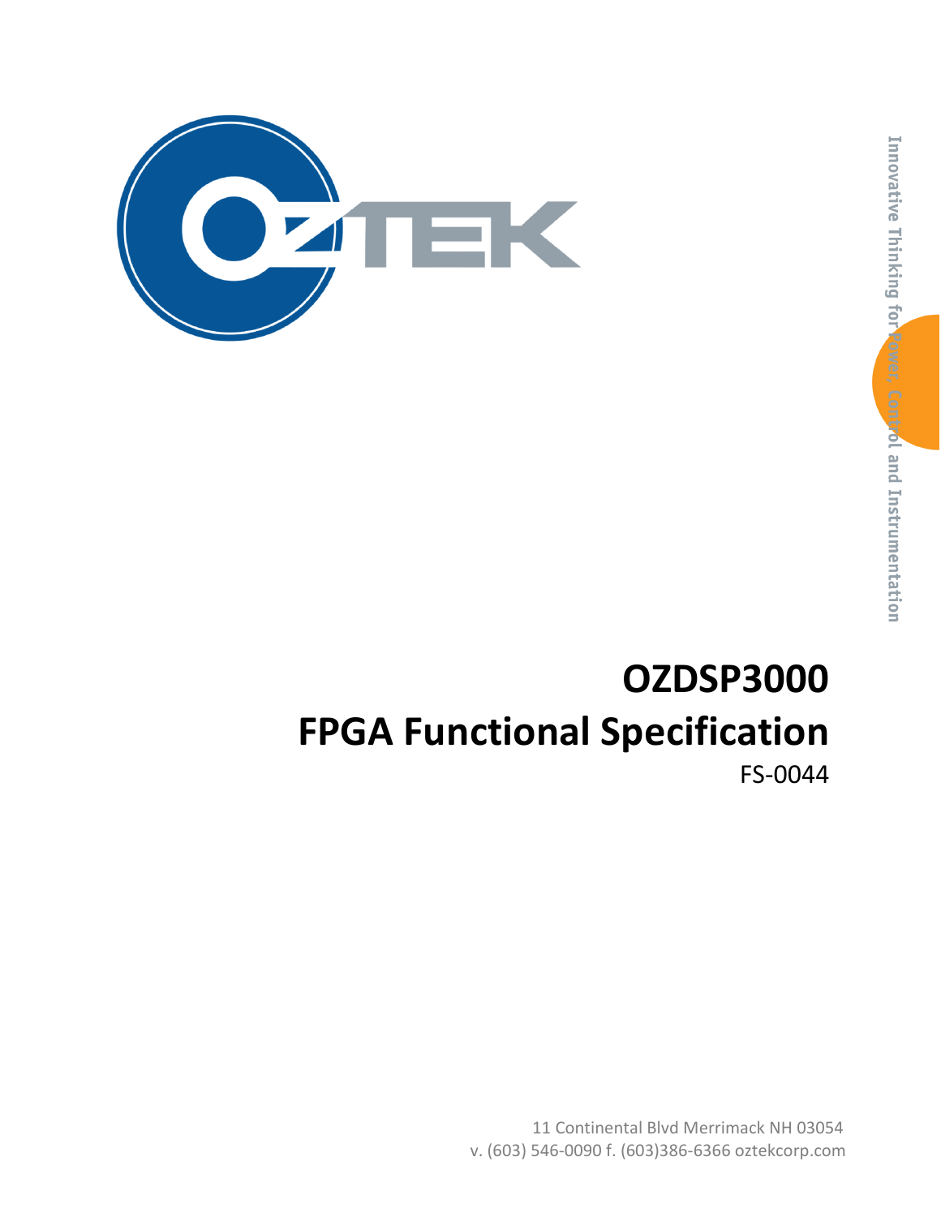# OZDSP3000

# FPGA Functional Specification

FS-0044

Innovative Thinking for Power, Control and Instrumentation

11 Continental Blvd Merrimack NH 03054

v. (603) 546-0090 f. (603)386-6366 oztekcorp.com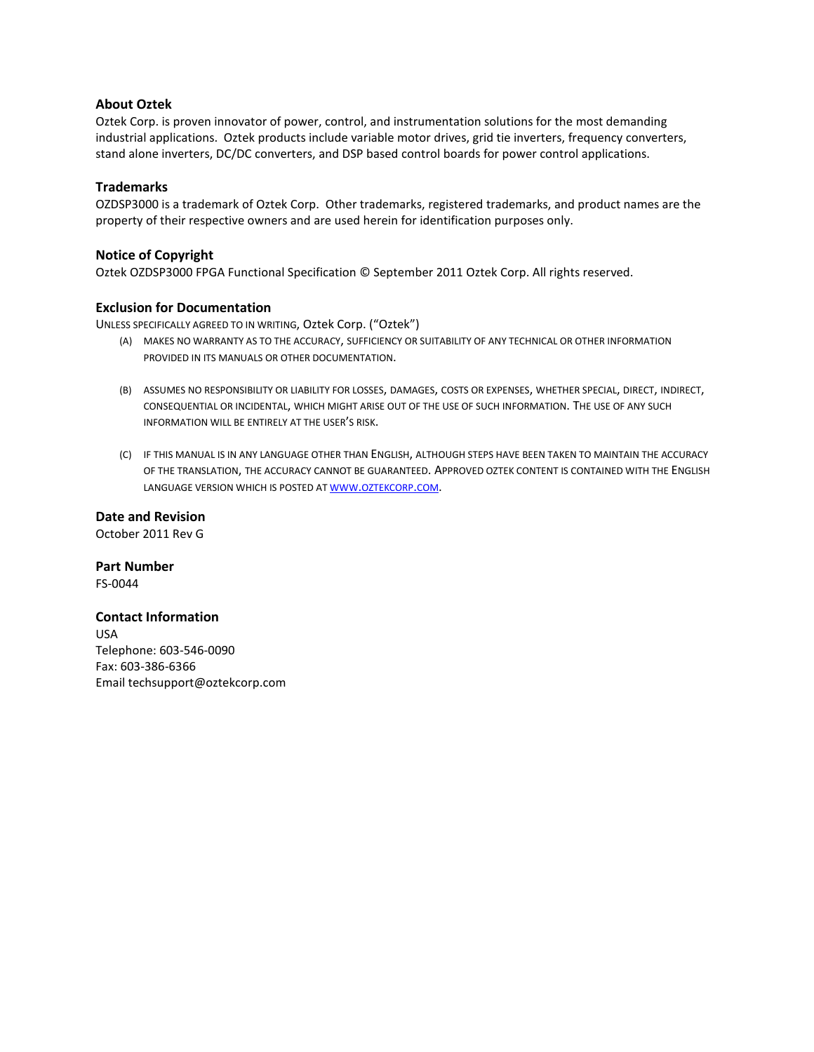### About Oztek

Oztek Corp. is proven innovator of power, control, and instrumentation solutions for the most demanding industrial applications. Oztek products include variable motor drives, grid tie inverters, frequency converters, stand alone inverters, DC/DC converters, and DSP based control boards for power control applications.

### Trademarks

OZDSP3000 is a trademark of Oztek Corp. Other trademarks, registered trademarks, and product names are the property of their respective owners and are used herein for identification purposes only.

### Notice of Copyright

Oztek OZDSP3000 FPGA Functional Specification © September 2011 Oztek Corp. All rights reserved.

### Exclusion for Documentation

UNLESS SPECIFICALLY AGREED TO IN WRITING, Oztek Corp. (“Oztek”)

(A) MAKES NO WARRANTY AS TO THE ACCURACY, SUFFICIENCY OR SUITABILITY OF ANY TECHNICAL OR OTHER INFORMATION PROVIDED IN ITS MANUALS OR OTHER DOCUMENTATION.

(B) ASSUMES NO RESPONSIBILITY OR LIABILITY FOR LOSSES, DAMAGES, COSTS OR EXPENSES, WHETHER SPECIAL, DIRECT, INDIRECT, CONSEQUENTIAL OR INCIDENTAL, WHICH MIGHT ARISE OUT OF THE USE OF SUCH INFORMATION. THE USE OF ANY SUCH INFORMATION WILL BE ENTIRELY AT THE USER’S RISK.

(C) IF THIS MANUAL IS IN ANY LANGUAGE OTHER THAN ENGLISH, ALTHOUGH STEPS HAVE BEEN TAKEN TO MAINTAIN THE ACCURACY OF THE TRANSLATION, THE ACCURACY CANNOT BE GUARANTEED. APPROVED OZTEK CONTENT IS CONTAINED WITH THE ENGLISH LANGUAGE VERSION WHICH IS POSTED AT WWW.OZTEKCORP.COM.

### Date and Revision

October 2011 Rev G

### Part Number

FS-0044

### Contact Information

USA
Telephone: 603-546-0090
Fax: 603-386-6366
Email techsupport@oztekcorp.com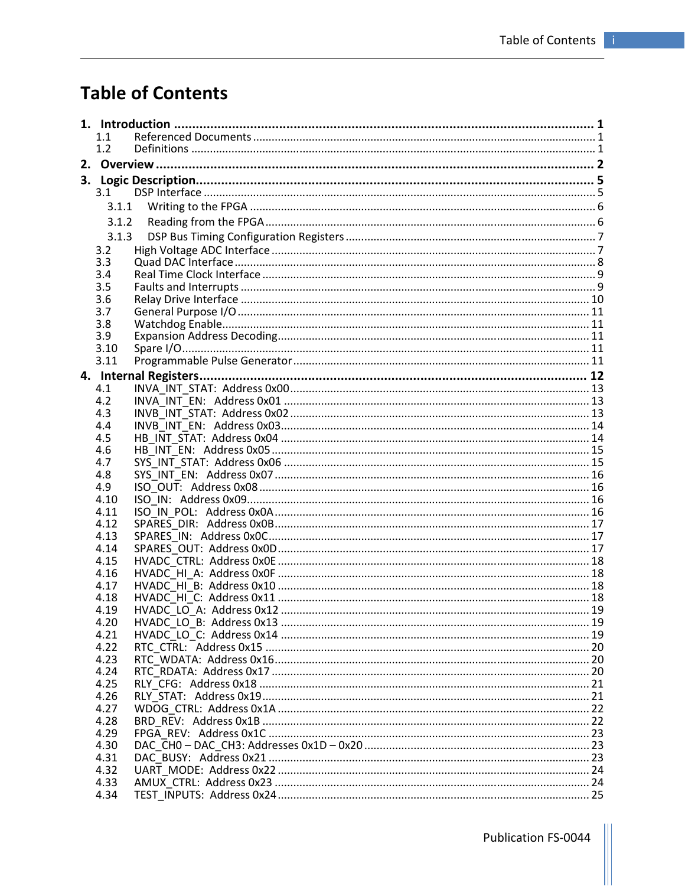# Table of Contents

**1. Introduction .................................................. 1**
- 1.1 Referenced Documents .................................................. 1
- 1.2 Definitions .................................................. 1

**2. Overview .................................................. 2**

**3. Logic Description .................................................. 5**
- 3.1 DSP Interface .................................................. 5
  - 3.1.1 Writing to the FPGA .................................................. 6
  - 3.1.2 Reading from the FPGA .................................................. 6
  - 3.1.3 DSP Bus Timing Configuration Registers .................................................. 7
- 3.2 High Voltage ADC Interface .................................................. 7
- 3.3 Quad DAC Interface .................................................. 8
- 3.4 Real Time Clock Interface .................................................. 9
- 3.5 Faults and Interrupts .................................................. 9
- 3.6 Relay Drive Interface .................................................. 10
- 3.7 General Purpose I/O .................................................. 11
- 3.8 Watchdog Enable .................................................. 11
- 3.9 Expansion Address Decoding .................................................. 11
- 3.10 Spare I/O .................................................. 11
- 3.11 Programmable Pulse Generator .................................................. 11

**4. Internal Registers .................................................. 12**
- 4.1 INVA_INT_STAT: Address 0x00 .................................................. 13
- 4.2 INVA_INT_EN: Address 0x01 .................................................. 13
- 4.3 INVB_INT_STAT: Address 0x02 .................................................. 13
- 4.4 INVB_INT_EN: Address 0x03 .................................................. 14
- 4.5 HB_INT_STAT: Address 0x04 .................................................. 14
- 4.6 HB_INT_EN: Address 0x05 .................................................. 15
- 4.7 SYS_INT_STAT: Address 0x06 .................................................. 15
- 4.8 SYS_INT_EN: Address 0x07 .................................................. 16
- 4.9 ISO_OUT: Address 0x08 .................................................. 16
- 4.10 ISO_IN: Address 0x09 .................................................. 16
- 4.11 ISO_IN_POL: Address 0x0A .................................................. 16
- 4.12 SPARES_DIR: Address 0x0B .................................................. 17
- 4.13 SPARES_IN: Address 0x0C .................................................. 17
- 4.14 SPARES_OUT: Address 0x0D .................................................. 17
- 4.15 HVADC_CTRL: Address 0x0E .................................................. 18
- 4.16 HVADC_HI_A: Address 0x0F .................................................. 18
- 4.17 HVADC_HI_B: Address 0x10 .................................................. 18
- 4.18 HVADC_HI_C: Address 0x11 .................................................. 18
- 4.19 HVADC_LO_A: Address 0x12 .................................................. 19
- 4.20 HVADC_LO_B: Address 0x13 .................................................. 19
- 4.21 HVADC_LO_C: Address 0x14 .................................................. 19
- 4.22 RTC_CTRL: Address 0x15 .................................................. 20
- 4.23 RTC_WDATA: Address 0x16 .................................................. 20
- 4.24 RTC_RDATA: Address 0x17 .................................................. 20
- 4.25 RLY_CFG: Address 0x18 .................................................. 21
- 4.26 RLY_STAT: Address 0x19 .................................................. 21
- 4.27 WDOG_CTRL: Address 0x1A .................................................. 22
- 4.28 BRD_REV: Address 0x1B .................................................. 22
- 4.29 FPGA_REV: Address 0x1C .................................................. 23
- 4.30 DAC_CH0 – DAC_CH3: Addresses 0x1D – 0x20 .................................................. 23
- 4.31 DAC_BUSY: Address 0x21 .................................................. 23
- 4.32 UART_MODE: Address 0x22 .................................................. 24
- 4.33 AMUX_CTRL: Address 0x23 .................................................. 24
- 4.34 TEST_INPUTS: Address 0x24 .................................................. 25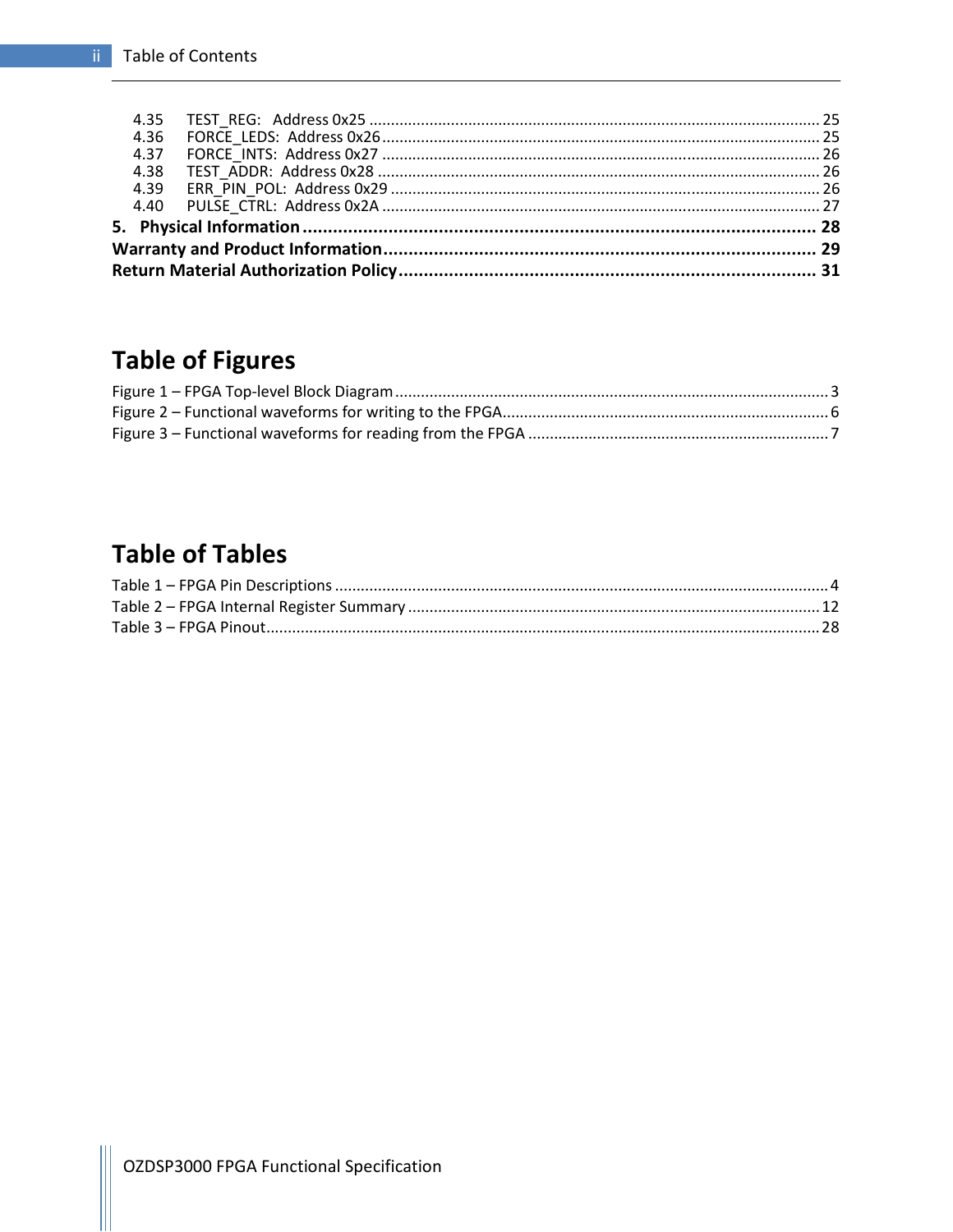4.35 TEST_REG: Address 0x25 ........................................................................................................ 25
4.36 FORCE_LEDS: Address 0x26 ..................................................................................................... 25
4.37 FORCE_INTS: Address 0x27 ..................................................................................................... 26
4.38 TEST_ADDR: Address 0x28 ...................................................................................................... 26
4.39 ERR_PIN_POL: Address 0x29 .................................................................................................. 26
4.40 PULSE_CTRL: Address 0x2A .................................................................................................... 27

**5. Physical Information ...................................................................................................... 28**

**Warranty and Product Information ...................................................................................... 29**

**Return Material Authorization Policy .................................................................................... 31**

# Table of Figures

Figure 1 – FPGA Top-level Block Diagram ................................................................................................... 3
Figure 2 – Functional waveforms for writing to the FPGA ........................................................................... 6
Figure 3 – Functional waveforms for reading from the FPGA ..................................................................... 7

# Table of Tables

Table 1 – FPGA Pin Descriptions ................................................................................................................. 4
Table 2 – FPGA Internal Register Summary ............................................................................................... 12
Table 3 – FPGA Pinout ............................................................................................................................... 28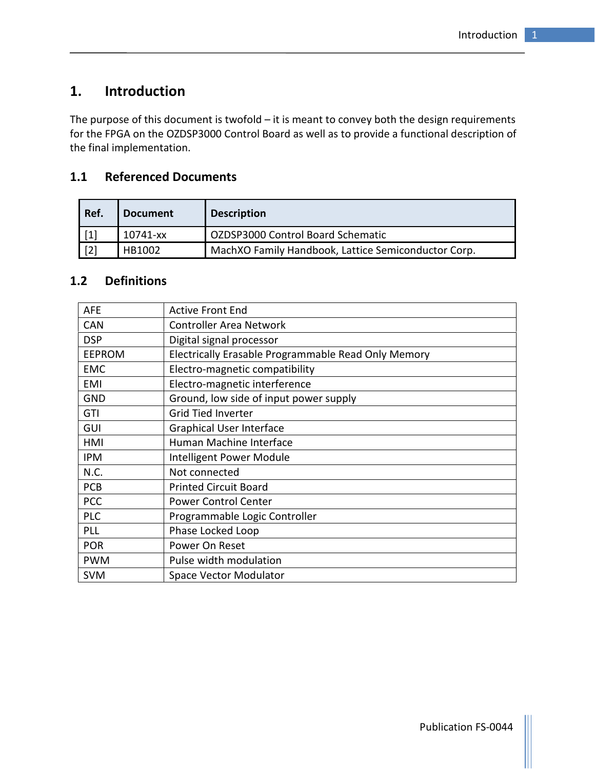# 1. Introduction

The purpose of this document is twofold – it is meant to convey both the design requirements for the FPGA on the OZDSP3000 Control Board as well as to provide a functional description of the final implementation.

## 1.1 Referenced Documents

| Ref. | Document | Description |
|---|---|---|
| [1] | 10741-xx | OZDSP3000 Control Board Schematic |
| [2] | HB1002 | MachXO Family Handbook, Lattice Semiconductor Corp. |

## 1.2 Definitions

| | |
|---|---|
| AFE | Active Front End |
| CAN | Controller Area Network |
| DSP | Digital signal processor |
| EEPROM | Electrically Erasable Programmable Read Only Memory |
| EMC | Electro-magnetic compatibility |
| EMI | Electro-magnetic interference |
| GND | Ground, low side of input power supply |
| GTI | Grid Tied Inverter |
| GUI | Graphical User Interface |
| HMI | Human Machine Interface |
| IPM | Intelligent Power Module |
| N.C. | Not connected |
| PCB | Printed Circuit Board |
| PCC | Power Control Center |
| PLC | Programmable Logic Controller |
| PLL | Phase Locked Loop |
| POR | Power On Reset |
| PWM | Pulse width modulation |
| SVM | Space Vector Modulator |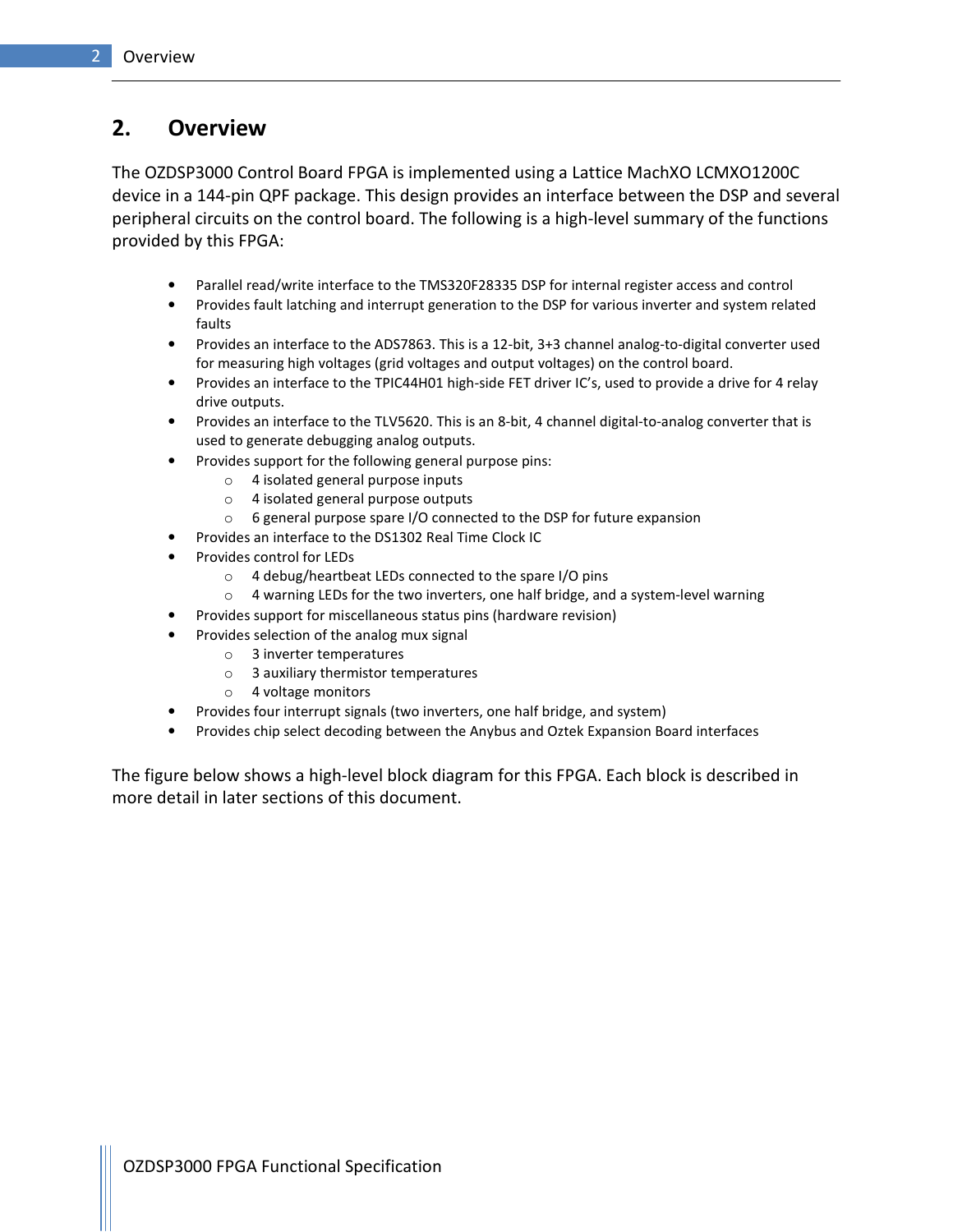# 2. Overview

The OZDSP3000 Control Board FPGA is implemented using a Lattice MachXO LCMXO1200C device in a 144-pin QPF package. This design provides an interface between the DSP and several peripheral circuits on the control board. The following is a high-level summary of the functions provided by this FPGA:

- Parallel read/write interface to the TMS320F28335 DSP for internal register access and control
- Provides fault latching and interrupt generation to the DSP for various inverter and system related faults
- Provides an interface to the ADS7863. This is a 12-bit, 3+3 channel analog-to-digital converter used for measuring high voltages (grid voltages and output voltages) on the control board.
- Provides an interface to the TPIC44H01 high-side FET driver IC's, used to provide a drive for 4 relay drive outputs.
- Provides an interface to the TLV5620. This is an 8-bit, 4 channel digital-to-analog converter that is used to generate debugging analog outputs.
- Provides support for the following general purpose pins:
  - 4 isolated general purpose inputs
  - 4 isolated general purpose outputs
  - 6 general purpose spare I/O connected to the DSP for future expansion
- Provides an interface to the DS1302 Real Time Clock IC
- Provides control for LEDs
  - 4 debug/heartbeat LEDs connected to the spare I/O pins
  - 4 warning LEDs for the two inverters, one half bridge, and a system-level warning
- Provides support for miscellaneous status pins (hardware revision)
- Provides selection of the analog mux signal
  - 3 inverter temperatures
  - 3 auxiliary thermistor temperatures
  - 4 voltage monitors
- Provides four interrupt signals (two inverters, one half bridge, and system)
- Provides chip select decoding between the Anybus and Oztek Expansion Board interfaces

The figure below shows a high-level block diagram for this FPGA. Each block is described in more detail in later sections of this document.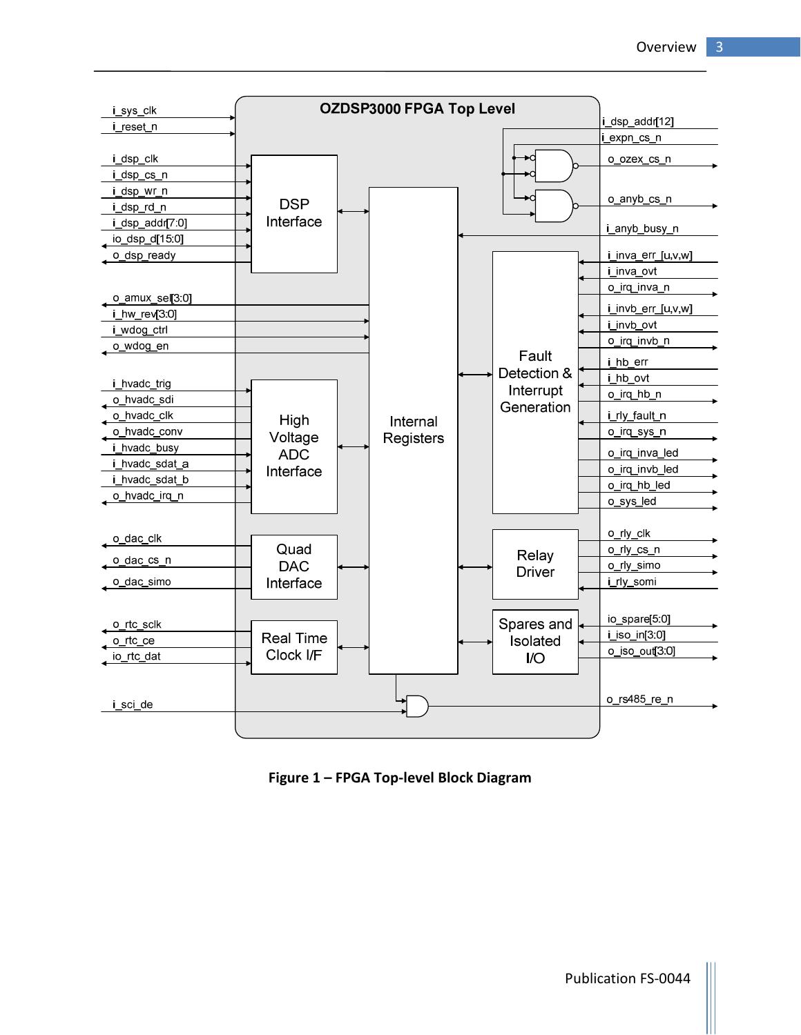**OZDSP3000 FPGA Top Level**

Left-side signals:

- i_sys_clk
- i_reset_n
- i_dsp_clk
- i_dsp_cs_n
- i_dsp_wr_n
- i_dsp_rd_n
- i_dsp_addr[7:0]
- io_dsp_d[15:0]
- o_dsp_ready
- o_amux_sel[3:0]
- i_hw_rev[3:0]
- i_wdog_ctrl
- o_wdog_en
- i_hvadc_trig
- o_hvadc_sdi
- o_hvadc_clk
- o_hvadc_conv
- i_hvadc_busy
- i_hvadc_sdat_a
- i_hvadc_sdat_b
- o_hvadc_irq_n
- o_dac_clk
- o_dac_cs_n
- o_dac_simo
- o_rtc_sclk
- o_rtc_ce
- io_rtc_dat
- i_sci_de

Internal blocks:

- DSP Interface
- High Voltage ADC Interface
- Quad DAC Interface
- Real Time Clock I/F
- Internal Registers
- Fault Detection & Interrupt Generation
- Relay Driver
- Spares and Isolated I/O

Right-side signals:

- i_dsp_addr[12]
- i_expn_cs_n
- o_ozex_cs_n
- o_anyb_cs_n
- i_anyb_busy_n
- i_inva_err_[u,v,w]
- i_inva_ovt
- o_irq_inva_n
- i_invb_err_[u,v,w]
- i_invb_ovt
- o_irq_invb_n
- i_hb_err
- i_hb_ovt
- o_irq_hb_n
- i_rly_fault_n
- o_irq_sys_n
- o_irq_inva_led
- o_irq_invb_led
- o_irq_hb_led
- o_sys_led
- o_rly_clk
- o_rly_cs_n
- o_rly_simo
- i_rly_somi
- io_spare[5:0]
- i_iso_in[3:0]
- o_iso_out[3:0]
- o_rs485_re_n

**Figure 1 – FPGA Top-level Block Diagram**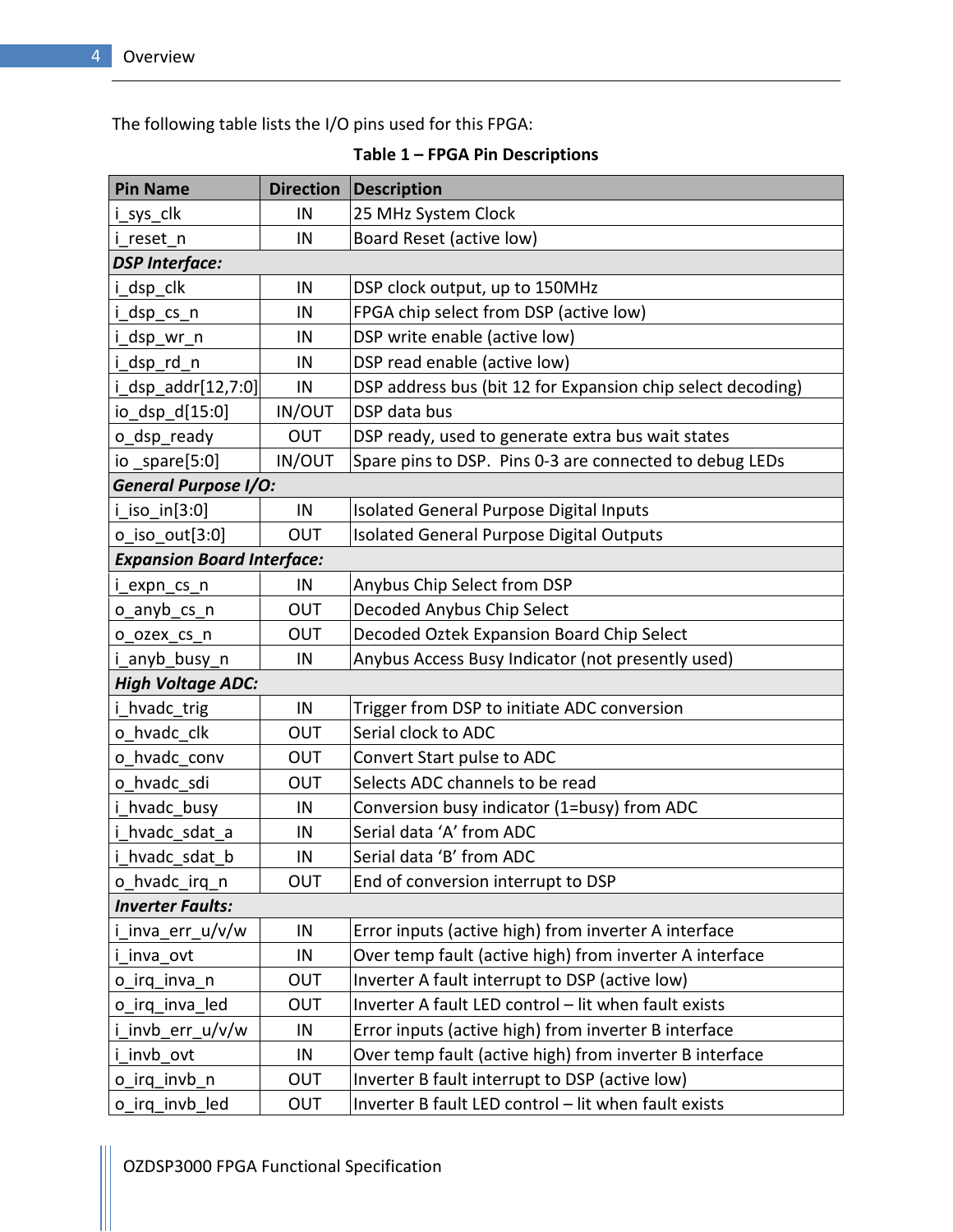The following table lists the I/O pins used for this FPGA:

**Table 1 – FPGA Pin Descriptions**

| Pin Name | Direction | Description |
|---|---|---|
| i_sys_clk | IN | 25 MHz System Clock |
| i_reset_n | IN | Board Reset (active low) |
| ***DSP Interface:*** | | |
| i_dsp_clk | IN | DSP clock output, up to 150MHz |
| i_dsp_cs_n | IN | FPGA chip select from DSP (active low) |
| i_dsp_wr_n | IN | DSP write enable (active low) |
| i_dsp_rd_n | IN | DSP read enable (active low) |
| i_dsp_addr[12,7:0] | IN | DSP address bus (bit 12 for Expansion chip select decoding) |
| io_dsp_d[15:0] | IN/OUT | DSP data bus |
| o_dsp_ready | OUT | DSP ready, used to generate extra bus wait states |
| io _spare[5:0] | IN/OUT | Spare pins to DSP. Pins 0-3 are connected to debug LEDs |
| ***General Purpose I/O:*** | | |
| i_iso_in[3:0] | IN | Isolated General Purpose Digital Inputs |
| o_iso_out[3:0] | OUT | Isolated General Purpose Digital Outputs |
| ***Expansion Board Interface:*** | | |
| i_expn_cs_n | IN | Anybus Chip Select from DSP |
| o_anyb_cs_n | OUT | Decoded Anybus Chip Select |
| o_ozex_cs_n | OUT | Decoded Oztek Expansion Board Chip Select |
| i_anyb_busy_n | IN | Anybus Access Busy Indicator (not presently used) |
| ***High Voltage ADC:*** | | |
| i_hvadc_trig | IN | Trigger from DSP to initiate ADC conversion |
| o_hvadc_clk | OUT | Serial clock to ADC |
| o_hvadc_conv | OUT | Convert Start pulse to ADC |
| o_hvadc_sdi | OUT | Selects ADC channels to be read |
| i_hvadc_busy | IN | Conversion busy indicator (1=busy) from ADC |
| i_hvadc_sdat_a | IN | Serial data 'A' from ADC |
| i_hvadc_sdat_b | IN | Serial data 'B' from ADC |
| o_hvadc_irq_n | OUT | End of conversion interrupt to DSP |
| ***Inverter Faults:*** | | |
| i_inva_err_u/v/w | IN | Error inputs (active high) from inverter A interface |
| i_inva_ovt | IN | Over temp fault (active high) from inverter A interface |
| o_irq_inva_n | OUT | Inverter A fault interrupt to DSP (active low) |
| o_irq_inva_led | OUT | Inverter A fault LED control – lit when fault exists |
| i_invb_err_u/v/w | IN | Error inputs (active high) from inverter B interface |
| i_invb_ovt | IN | Over temp fault (active high) from inverter B interface |
| o_irq_invb_n | OUT | Inverter B fault interrupt to DSP (active low) |
| o_irq_invb_led | OUT | Inverter B fault LED control – lit when fault exists |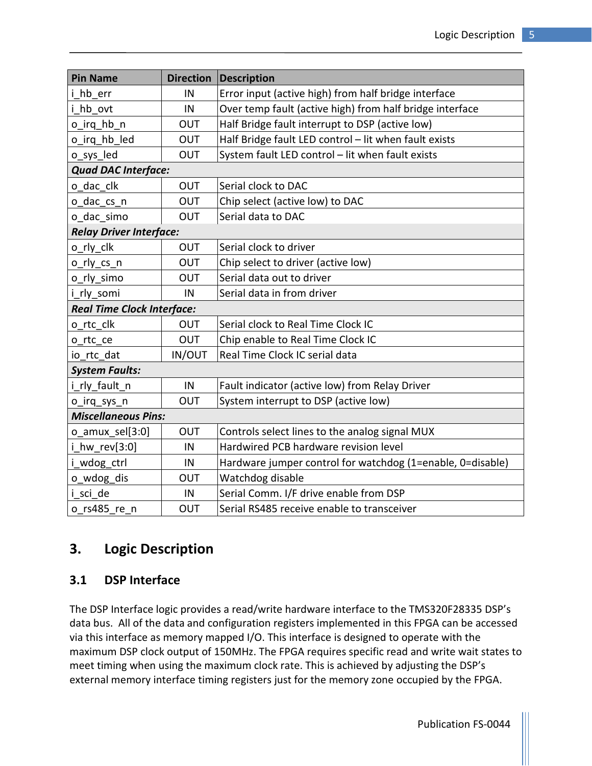| Pin Name | Direction | Description |
|---|---|---|
| i_hb_err | IN | Error input (active high) from half bridge interface |
| i_hb_ovt | IN | Over temp fault (active high) from half bridge interface |
| o_irq_hb_n | OUT | Half Bridge fault interrupt to DSP (active low) |
| o_irq_hb_led | OUT | Half Bridge fault LED control – lit when fault exists |
| o_sys_led | OUT | System fault LED control – lit when fault exists |
| ***Quad DAC Interface:*** | | |
| o_dac_clk | OUT | Serial clock to DAC |
| o_dac_cs_n | OUT | Chip select (active low) to DAC |
| o_dac_simo | OUT | Serial data to DAC |
| ***Relay Driver Interface:*** | | |
| o_rly_clk | OUT | Serial clock to driver |
| o_rly_cs_n | OUT | Chip select to driver (active low) |
| o_rly_simo | OUT | Serial data out to driver |
| i_rly_somi | IN | Serial data in from driver |
| ***Real Time Clock Interface:*** | | |
| o_rtc_clk | OUT | Serial clock to Real Time Clock IC |
| o_rtc_ce | OUT | Chip enable to Real Time Clock IC |
| io_rtc_dat | IN/OUT | Real Time Clock IC serial data |
| ***System Faults:*** | | |
| i_rly_fault_n | IN | Fault indicator (active low) from Relay Driver |
| o_irq_sys_n | OUT | System interrupt to DSP (active low) |
| ***Miscellaneous Pins:*** | | |
| o_amux_sel[3:0] | OUT | Controls select lines to the analog signal MUX |
| i_hw_rev[3:0] | IN | Hardwired PCB hardware revision level |
| i_wdog_ctrl | IN | Hardware jumper control for watchdog (1=enable, 0=disable) |
| o_wdog_dis | OUT | Watchdog disable |
| i_sci_de | IN | Serial Comm. I/F drive enable from DSP |
| o_rs485_re_n | OUT | Serial RS485 receive enable to transceiver |

# 3. Logic Description

## 3.1 DSP Interface

The DSP Interface logic provides a read/write hardware interface to the TMS320F28335 DSP's data bus. All of the data and configuration registers implemented in this FPGA can be accessed via this interface as memory mapped I/O. This interface is designed to operate with the maximum DSP clock output of 150MHz. The FPGA requires specific read and write wait states to meet timing when using the maximum clock rate. This is achieved by adjusting the DSP's external memory interface timing registers just for the memory zone occupied by the FPGA.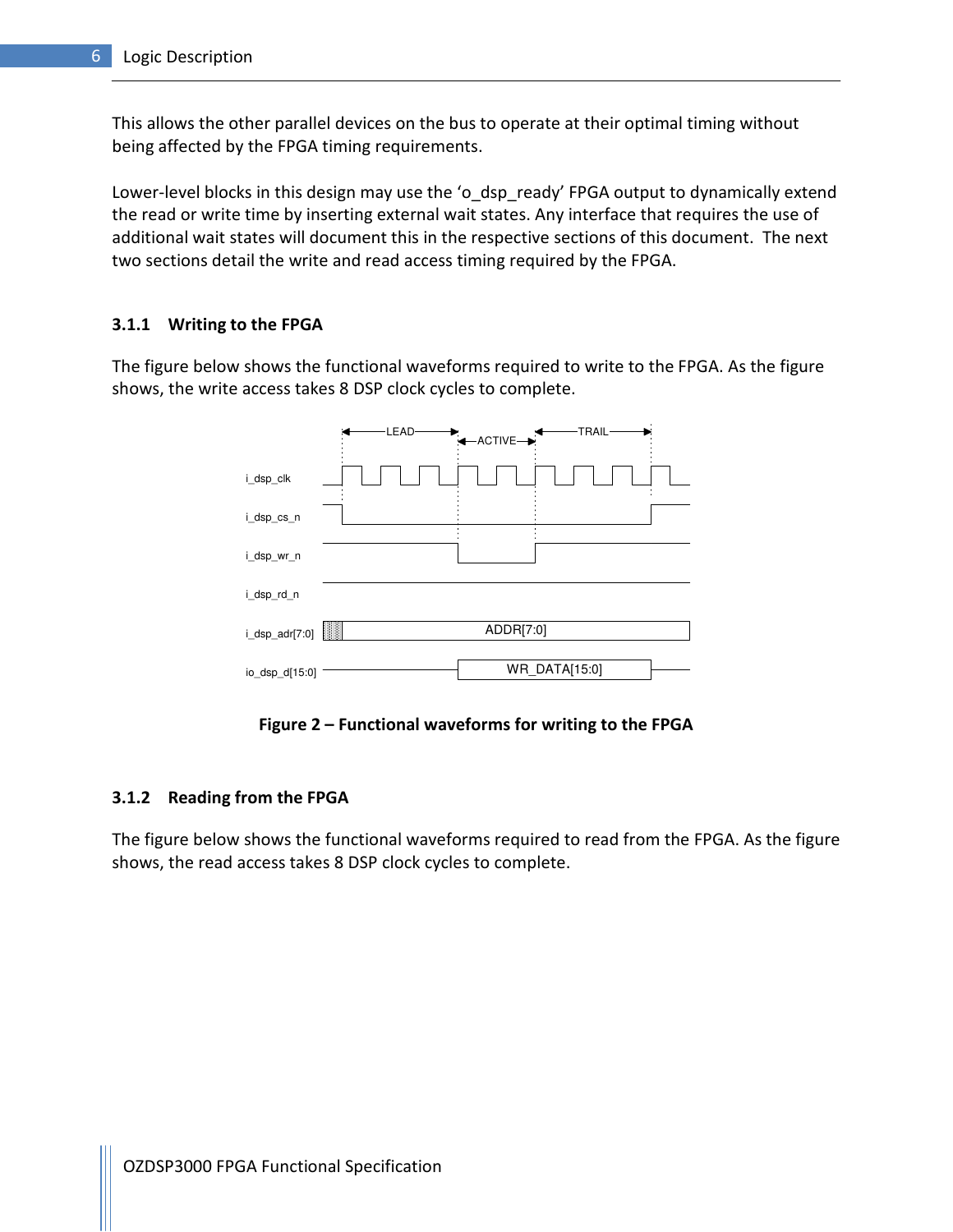This allows the other parallel devices on the bus to operate at their optimal timing without being affected by the FPGA timing requirements.

Lower-level blocks in this design may use the ‘o_dsp_ready’ FPGA output to dynamically extend the read or write time by inserting external wait states. Any interface that requires the use of additional wait states will document this in the respective sections of this document. The next two sections detail the write and read access timing required by the FPGA.

### 3.1.1 Writing to the FPGA

The figure below shows the functional waveforms required to write to the FPGA. As the figure shows, the write access takes 8 DSP clock cycles to complete.

**Figure 2 – Functional waveforms for writing to the FPGA**

### 3.1.2 Reading from the FPGA

The figure below shows the functional waveforms required to read from the FPGA. As the figure shows, the read access takes 8 DSP clock cycles to complete.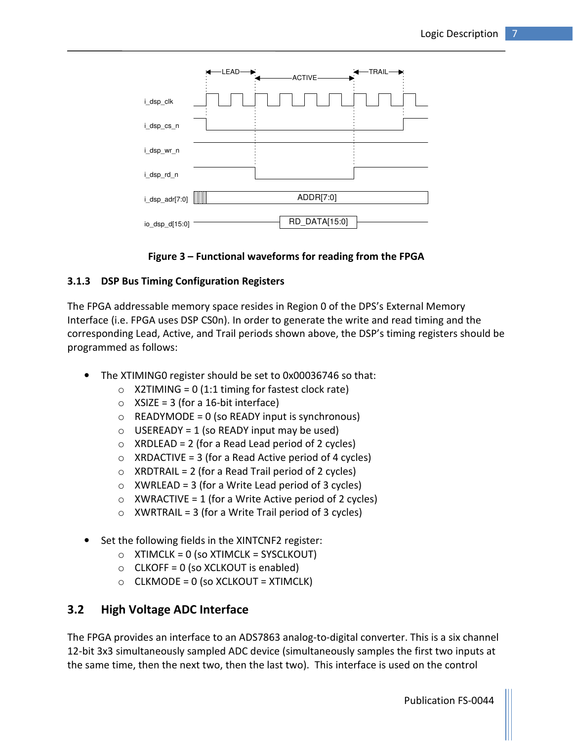Figure 3 – Functional waveforms for reading from the FPGA

### 3.1.3 DSP Bus Timing Configuration Registers

The FPGA addressable memory space resides in Region 0 of the DPS's External Memory Interface (i.e. FPGA uses DSP CS0n). In order to generate the write and read timing and the corresponding Lead, Active, and Trail periods shown above, the DSP's timing registers should be programmed as follows:

- The XTIMING0 register should be set to 0x00036746 so that:
  - X2TIMING = 0 (1:1 timing for fastest clock rate)
  - XSIZE = 3 (for a 16-bit interface)
  - READYMODE = 0 (so READY input is synchronous)
  - USEREADY = 1 (so READY input may be used)
  - XRDLEAD = 2 (for a Read Lead period of 2 cycles)
  - XRDACTIVE = 3 (for a Read Active period of 4 cycles)
  - XRDTRAIL = 2 (for a Read Trail period of 2 cycles)
  - XWRLEAD = 3 (for a Write Lead period of 3 cycles)
  - XWRACTIVE = 1 (for a Write Active period of 2 cycles)
  - XWRTRAIL = 3 (for a Write Trail period of 3 cycles)

- Set the following fields in the XINTCNF2 register:
  - XTIMCLK = 0 (so XTIMCLK = SYSCLKOUT)
  - CLKOFF = 0 (so XCLKOUT is enabled)
  - CLKMODE = 0 (so XCLKOUT = XTIMCLK)

## 3.2 High Voltage ADC Interface

The FPGA provides an interface to an ADS7863 analog-to-digital converter. This is a six channel 12-bit 3x3 simultaneously sampled ADC device (simultaneously samples the first two inputs at the same time, then the next two, then the last two). This interface is used on the control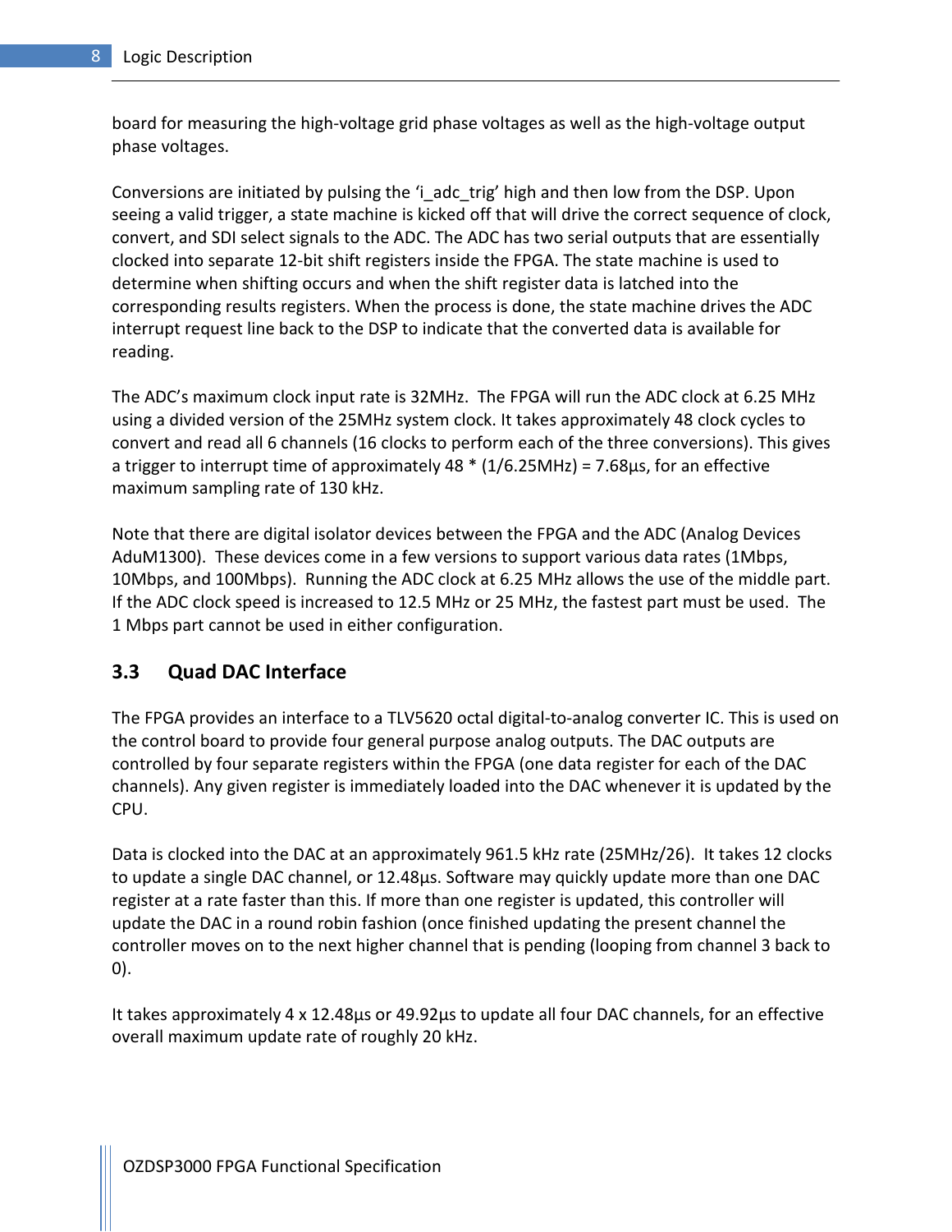board for measuring the high-voltage grid phase voltages as well as the high-voltage output phase voltages.

Conversions are initiated by pulsing the 'i_adc_trig' high and then low from the DSP. Upon seeing a valid trigger, a state machine is kicked off that will drive the correct sequence of clock, convert, and SDI select signals to the ADC. The ADC has two serial outputs that are essentially clocked into separate 12-bit shift registers inside the FPGA. The state machine is used to determine when shifting occurs and when the shift register data is latched into the corresponding results registers. When the process is done, the state machine drives the ADC interrupt request line back to the DSP to indicate that the converted data is available for reading.

The ADC's maximum clock input rate is 32MHz. The FPGA will run the ADC clock at 6.25 MHz using a divided version of the 25MHz system clock. It takes approximately 48 clock cycles to convert and read all 6 channels (16 clocks to perform each of the three conversions). This gives a trigger to interrupt time of approximately 48 * (1/6.25MHz) = 7.68µs, for an effective maximum sampling rate of 130 kHz.

Note that there are digital isolator devices between the FPGA and the ADC (Analog Devices AduM1300). These devices come in a few versions to support various data rates (1Mbps, 10Mbps, and 100Mbps). Running the ADC clock at 6.25 MHz allows the use of the middle part. If the ADC clock speed is increased to 12.5 MHz or 25 MHz, the fastest part must be used. The 1 Mbps part cannot be used in either configuration.

## 3.3 Quad DAC Interface

The FPGA provides an interface to a TLV5620 octal digital-to-analog converter IC. This is used on the control board to provide four general purpose analog outputs. The DAC outputs are controlled by four separate registers within the FPGA (one data register for each of the DAC channels). Any given register is immediately loaded into the DAC whenever it is updated by the CPU.

Data is clocked into the DAC at an approximately 961.5 kHz rate (25MHz/26). It takes 12 clocks to update a single DAC channel, or 12.48µs. Software may quickly update more than one DAC register at a rate faster than this. If more than one register is updated, this controller will update the DAC in a round robin fashion (once finished updating the present channel the controller moves on to the next higher channel that is pending (looping from channel 3 back to 0).

It takes approximately 4 x 12.48µs or 49.92µs to update all four DAC channels, for an effective overall maximum update rate of roughly 20 kHz.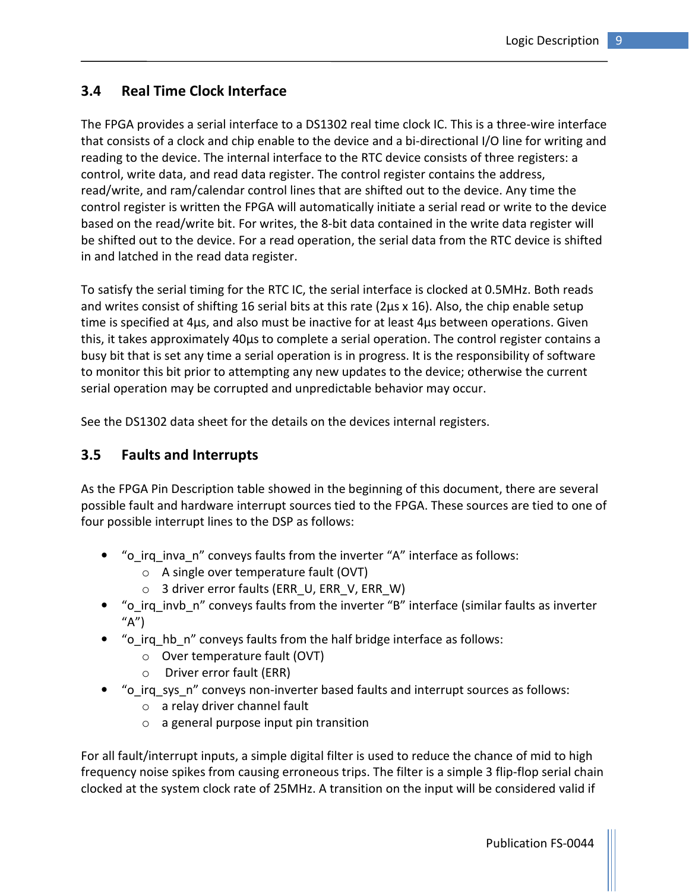## 3.4 Real Time Clock Interface

The FPGA provides a serial interface to a DS1302 real time clock IC. This is a three-wire interface that consists of a clock and chip enable to the device and a bi-directional I/O line for writing and reading to the device. The internal interface to the RTC device consists of three registers: a control, write data, and read data register. The control register contains the address, read/write, and ram/calendar control lines that are shifted out to the device. Any time the control register is written the FPGA will automatically initiate a serial read or write to the device based on the read/write bit. For writes, the 8-bit data contained in the write data register will be shifted out to the device. For a read operation, the serial data from the RTC device is shifted in and latched in the read data register.

To satisfy the serial timing for the RTC IC, the serial interface is clocked at 0.5MHz. Both reads and writes consist of shifting 16 serial bits at this rate (2µs x 16). Also, the chip enable setup time is specified at 4µs, and also must be inactive for at least 4µs between operations. Given this, it takes approximately 40µs to complete a serial operation. The control register contains a busy bit that is set any time a serial operation is in progress. It is the responsibility of software to monitor this bit prior to attempting any new updates to the device; otherwise the current serial operation may be corrupted and unpredictable behavior may occur.

See the DS1302 data sheet for the details on the devices internal registers.

## 3.5 Faults and Interrupts

As the FPGA Pin Description table showed in the beginning of this document, there are several possible fault and hardware interrupt sources tied to the FPGA. These sources are tied to one of four possible interrupt lines to the DSP as follows:

- "o_irq_inva_n" conveys faults from the inverter "A" interface as follows:
  - A single over temperature fault (OVT)
  - 3 driver error faults (ERR_U, ERR_V, ERR_W)
- "o_irq_invb_n" conveys faults from the inverter "B" interface (similar faults as inverter "A")
- "o_irq_hb_n" conveys faults from the half bridge interface as follows:
  - Over temperature fault (OVT)
  - Driver error fault (ERR)
- "o_irq_sys_n" conveys non-inverter based faults and interrupt sources as follows:
  - a relay driver channel fault
  - a general purpose input pin transition

For all fault/interrupt inputs, a simple digital filter is used to reduce the chance of mid to high frequency noise spikes from causing erroneous trips. The filter is a simple 3 flip-flop serial chain clocked at the system clock rate of 25MHz. A transition on the input will be considered valid if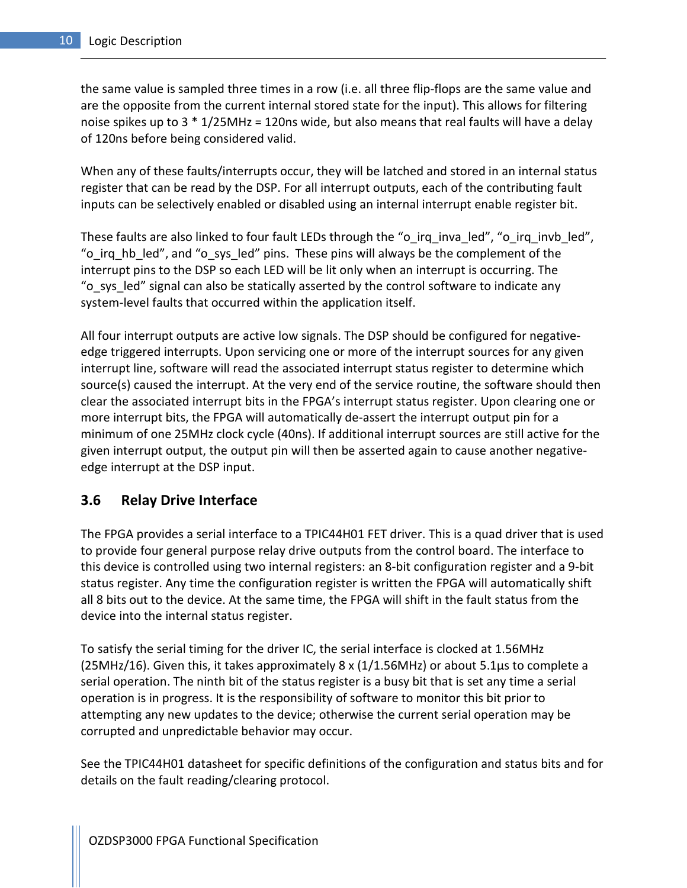the same value is sampled three times in a row (i.e. all three flip-flops are the same value and are the opposite from the current internal stored state for the input). This allows for filtering noise spikes up to 3 * 1/25MHz = 120ns wide, but also means that real faults will have a delay of 120ns before being considered valid.

When any of these faults/interrupts occur, they will be latched and stored in an internal status register that can be read by the DSP. For all interrupt outputs, each of the contributing fault inputs can be selectively enabled or disabled using an internal interrupt enable register bit.

These faults are also linked to four fault LEDs through the “o_irq_inva_led”, “o_irq_invb_led”, “o_irq_hb_led”, and “o_sys_led” pins. These pins will always be the complement of the interrupt pins to the DSP so each LED will be lit only when an interrupt is occurring. The “o_sys_led” signal can also be statically asserted by the control software to indicate any system-level faults that occurred within the application itself.

All four interrupt outputs are active low signals. The DSP should be configured for negative-edge triggered interrupts. Upon servicing one or more of the interrupt sources for any given interrupt line, software will read the associated interrupt status register to determine which source(s) caused the interrupt. At the very end of the service routine, the software should then clear the associated interrupt bits in the FPGA’s interrupt status register. Upon clearing one or more interrupt bits, the FPGA will automatically de-assert the interrupt output pin for a minimum of one 25MHz clock cycle (40ns). If additional interrupt sources are still active for the given interrupt output, the output pin will then be asserted again to cause another negative-edge interrupt at the DSP input.

## 3.6 Relay Drive Interface

The FPGA provides a serial interface to a TPIC44H01 FET driver. This is a quad driver that is used to provide four general purpose relay drive outputs from the control board. The interface to this device is controlled using two internal registers: an 8-bit configuration register and a 9-bit status register. Any time the configuration register is written the FPGA will automatically shift all 8 bits out to the device. At the same time, the FPGA will shift in the fault status from the device into the internal status register.

To satisfy the serial timing for the driver IC, the serial interface is clocked at 1.56MHz (25MHz/16). Given this, it takes approximately 8 x (1/1.56MHz) or about 5.1µs to complete a serial operation. The ninth bit of the status register is a busy bit that is set any time a serial operation is in progress. It is the responsibility of software to monitor this bit prior to attempting any new updates to the device; otherwise the current serial operation may be corrupted and unpredictable behavior may occur.

See the TPIC44H01 datasheet for specific definitions of the configuration and status bits and for details on the fault reading/clearing protocol.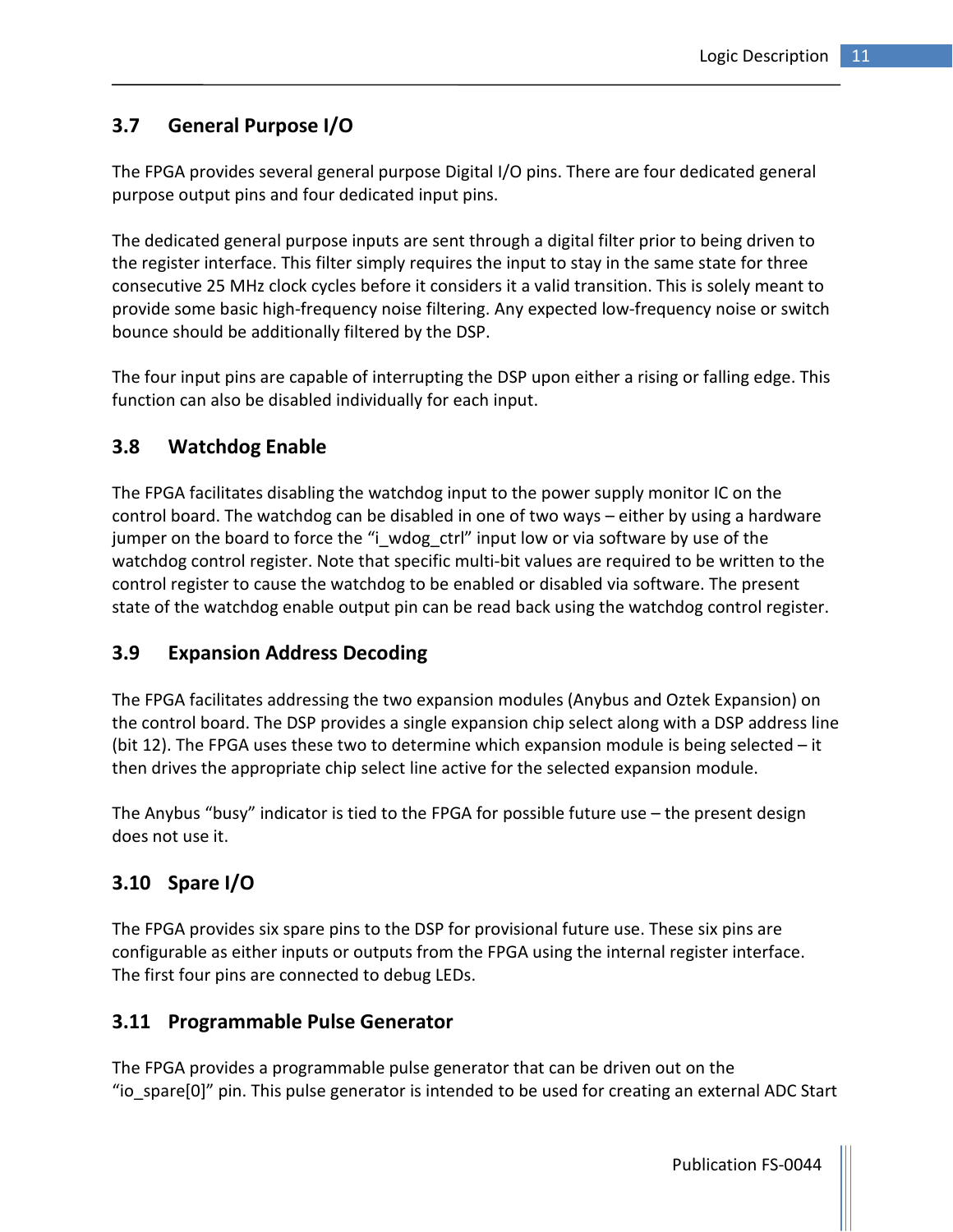## 3.7 General Purpose I/O

The FPGA provides several general purpose Digital I/O pins. There are four dedicated general purpose output pins and four dedicated input pins.

The dedicated general purpose inputs are sent through a digital filter prior to being driven to the register interface. This filter simply requires the input to stay in the same state for three consecutive 25 MHz clock cycles before it considers it a valid transition. This is solely meant to provide some basic high-frequency noise filtering. Any expected low-frequency noise or switch bounce should be additionally filtered by the DSP.

The four input pins are capable of interrupting the DSP upon either a rising or falling edge. This function can also be disabled individually for each input.

## 3.8 Watchdog Enable

The FPGA facilitates disabling the watchdog input to the power supply monitor IC on the control board. The watchdog can be disabled in one of two ways – either by using a hardware jumper on the board to force the "i_wdog_ctrl" input low or via software by use of the watchdog control register. Note that specific multi-bit values are required to be written to the control register to cause the watchdog to be enabled or disabled via software. The present state of the watchdog enable output pin can be read back using the watchdog control register.

## 3.9 Expansion Address Decoding

The FPGA facilitates addressing the two expansion modules (Anybus and Oztek Expansion) on the control board. The DSP provides a single expansion chip select along with a DSP address line (bit 12). The FPGA uses these two to determine which expansion module is being selected – it then drives the appropriate chip select line active for the selected expansion module.

The Anybus "busy" indicator is tied to the FPGA for possible future use – the present design does not use it.

## 3.10 Spare I/O

The FPGA provides six spare pins to the DSP for provisional future use. These six pins are configurable as either inputs or outputs from the FPGA using the internal register interface. The first four pins are connected to debug LEDs.

## 3.11 Programmable Pulse Generator

The FPGA provides a programmable pulse generator that can be driven out on the "io_spare[0]" pin. This pulse generator is intended to be used for creating an external ADC Start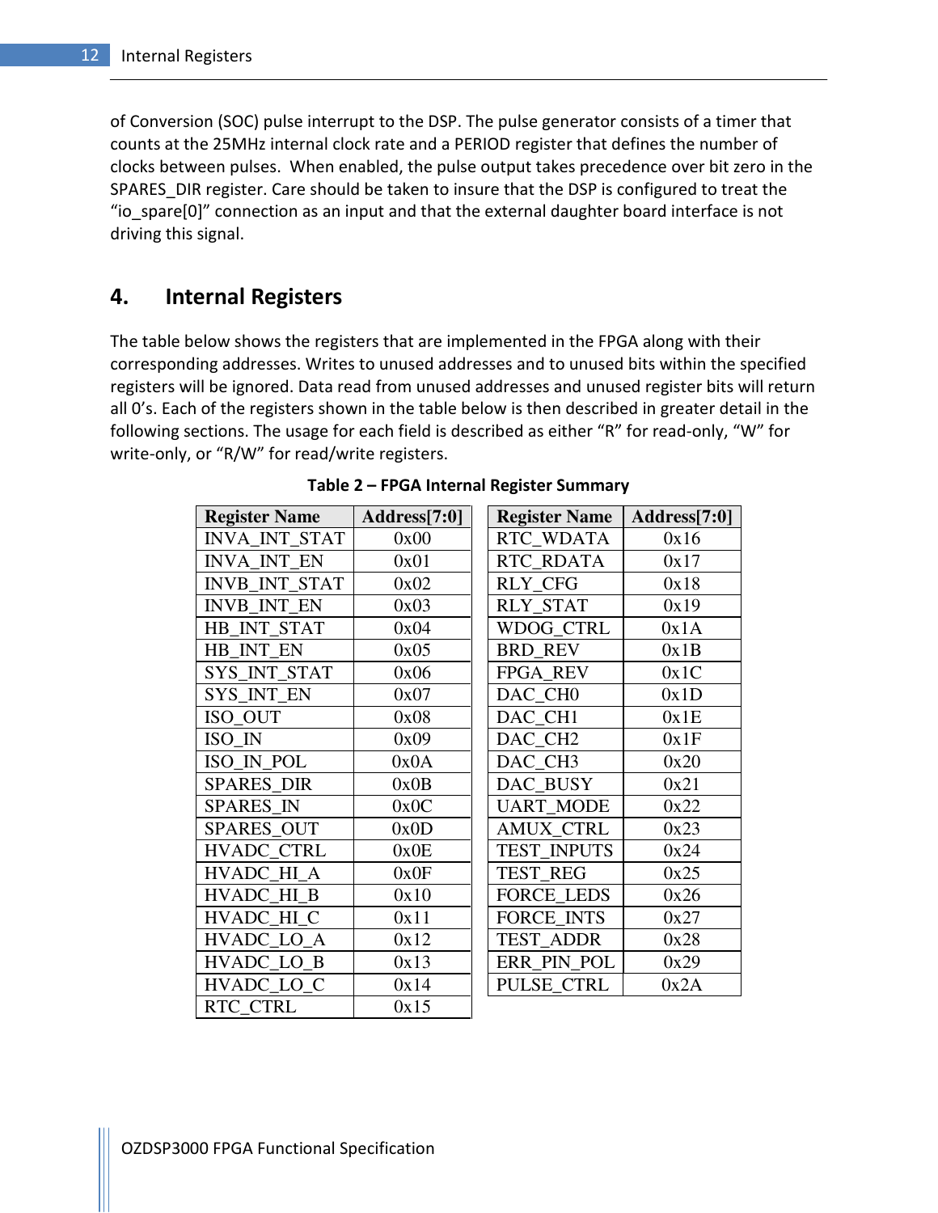of Conversion (SOC) pulse interrupt to the DSP. The pulse generator consists of a timer that counts at the 25MHz internal clock rate and a PERIOD register that defines the number of clocks between pulses. When enabled, the pulse output takes precedence over bit zero in the SPARES_DIR register. Care should be taken to insure that the DSP is configured to treat the "io_spare[0]" connection as an input and that the external daughter board interface is not driving this signal.

# 4. Internal Registers

The table below shows the registers that are implemented in the FPGA along with their corresponding addresses. Writes to unused addresses and to unused bits within the specified registers will be ignored. Data read from unused addresses and unused register bits will return all 0's. Each of the registers shown in the table below is then described in greater detail in the following sections. The usage for each field is described as either "R" for read-only, "W" for write-only, or "R/W" for read/write registers.

**Table 2 – FPGA Internal Register Summary**

| Register Name | Address[7:0] | Register Name | Address[7:0] |
|---|---|---|---|
| INVA_INT_STAT | 0x00 | RTC_WDATA | 0x16 |
| INVA_INT_EN | 0x01 | RTC_RDATA | 0x17 |
| INVB_INT_STAT | 0x02 | RLY_CFG | 0x18 |
| INVB_INT_EN | 0x03 | RLY_STAT | 0x19 |
| HB_INT_STAT | 0x04 | WDOG_CTRL | 0x1A |
| HB_INT_EN | 0x05 | BRD_REV | 0x1B |
| SYS_INT_STAT | 0x06 | FPGA_REV | 0x1C |
| SYS_INT_EN | 0x07 | DAC_CH0 | 0x1D |
| ISO_OUT | 0x08 | DAC_CH1 | 0x1E |
| ISO_IN | 0x09 | DAC_CH2 | 0x1F |
| ISO_IN_POL | 0x0A | DAC_CH3 | 0x20 |
| SPARES_DIR | 0x0B | DAC_BUSY | 0x21 |
| SPARES_IN | 0x0C | UART_MODE | 0x22 |
| SPARES_OUT | 0x0D | AMUX_CTRL | 0x23 |
| HVADC_CTRL | 0x0E | TEST_INPUTS | 0x24 |
| HVADC_HI_A | 0x0F | TEST_REG | 0x25 |
| HVADC_HI_B | 0x10 | FORCE_LEDS | 0x26 |
| HVADC_HI_C | 0x11 | FORCE_INTS | 0x27 |
| HVADC_LO_A | 0x12 | TEST_ADDR | 0x28 |
| HVADC_LO_B | 0x13 | ERR_PIN_POL | 0x29 |
| HVADC_LO_C | 0x14 | PULSE_CTRL | 0x2A |
| RTC_CTRL | 0x15 | | |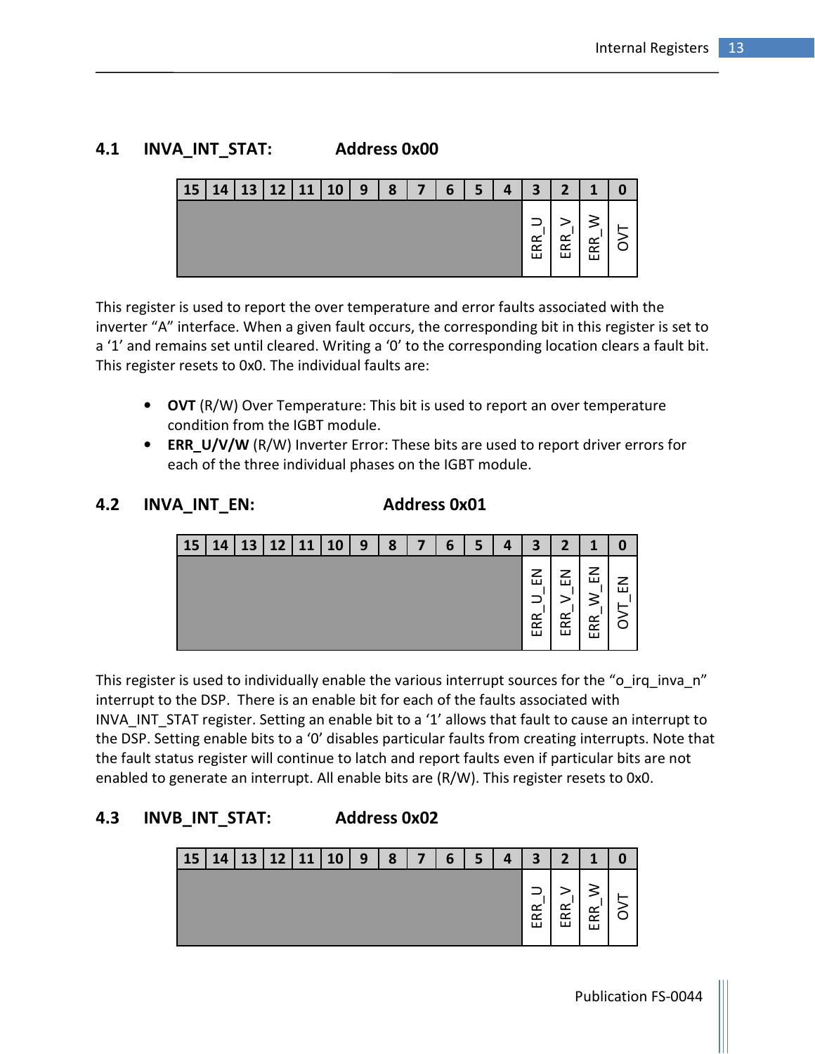## 4.1 INVA_INT_STAT: Address 0x00

| 15 | 14 | 13 | 12 | 11 | 10 | 9 | 8 | 7 | 6 | 5 | 4 | 3 | 2 | 1 | 0 |
|---|---|---|---|---|---|---|---|---|---|---|---|---|---|---|---|
| | | | | | | | | | | | | ERR_U | ERR_V | ERR_W | OVT |

This register is used to report the over temperature and error faults associated with the inverter "A" interface. When a given fault occurs, the corresponding bit in this register is set to a '1' and remains set until cleared. Writing a '0' to the corresponding location clears a fault bit. This register resets to 0x0. The individual faults are:

- **OVT** (R/W) Over Temperature: This bit is used to report an over temperature condition from the IGBT module.
- **ERR_U/V/W** (R/W) Inverter Error: These bits are used to report driver errors for each of the three individual phases on the IGBT module.

## 4.2 INVA_INT_EN: Address 0x01

| 15 | 14 | 13 | 12 | 11 | 10 | 9 | 8 | 7 | 6 | 5 | 4 | 3 | 2 | 1 | 0 |
|---|---|---|---|---|---|---|---|---|---|---|---|---|---|---|---|
| | | | | | | | | | | | | ERR_U_EN | ERR_V_EN | ERR_W_EN | OVT_EN |

This register is used to individually enable the various interrupt sources for the "o_irq_inva_n" interrupt to the DSP. There is an enable bit for each of the faults associated with INVA_INT_STAT register. Setting an enable bit to a '1' allows that fault to cause an interrupt to the DSP. Setting enable bits to a '0' disables particular faults from creating interrupts. Note that the fault status register will continue to latch and report faults even if particular bits are not enabled to generate an interrupt. All enable bits are (R/W). This register resets to 0x0.

## 4.3 INVB_INT_STAT: Address 0x02

| 15 | 14 | 13 | 12 | 11 | 10 | 9 | 8 | 7 | 6 | 5 | 4 | 3 | 2 | 1 | 0 |
|---|---|---|---|---|---|---|---|---|---|---|---|---|---|---|---|
| | | | | | | | | | | | | ERR_U | ERR_V | ERR_W | OVT |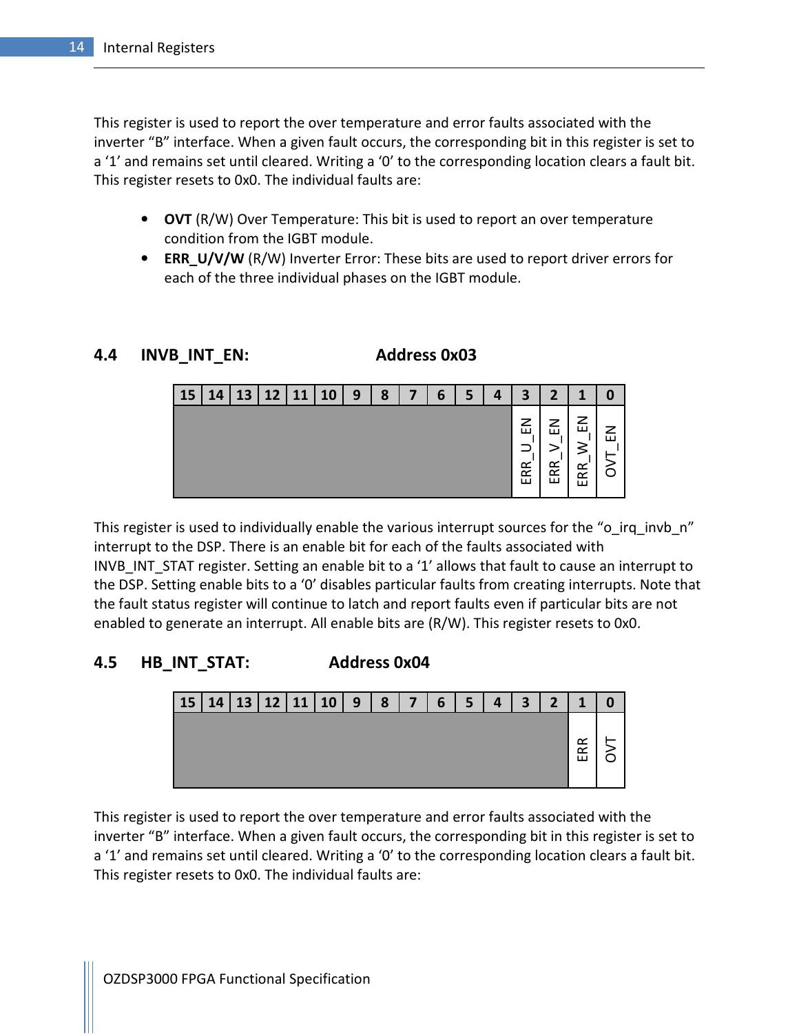This register is used to report the over temperature and error faults associated with the inverter “B” interface. When a given fault occurs, the corresponding bit in this register is set to a ‘1’ and remains set until cleared. Writing a ‘0’ to the corresponding location clears a fault bit. This register resets to 0x0. The individual faults are:

- **OVT** (R/W) Over Temperature: This bit is used to report an over temperature condition from the IGBT module.
- **ERR_U/V/W** (R/W) Inverter Error: These bits are used to report driver errors for each of the three individual phases on the IGBT module.

## 4.4 INVB_INT_EN: Address 0x03

| 15 | 14 | 13 | 12 | 11 | 10 | 9 | 8 | 7 | 6 | 5 | 4 | 3 | 2 | 1 | 0 |
|---|---|---|---|---|---|---|---|---|---|---|---|---|---|---|---|
| | | | | | | | | | | | | ERR_U_EN | ERR_V_EN | ERR_W_EN | OVT_EN |

This register is used to individually enable the various interrupt sources for the “o_irq_invb_n” interrupt to the DSP. There is an enable bit for each of the faults associated with INVB_INT_STAT register. Setting an enable bit to a ‘1’ allows that fault to cause an interrupt to the DSP. Setting enable bits to a ‘0’ disables particular faults from creating interrupts. Note that the fault status register will continue to latch and report faults even if particular bits are not enabled to generate an interrupt. All enable bits are (R/W). This register resets to 0x0.

## 4.5 HB_INT_STAT: Address 0x04

| 15 | 14 | 13 | 12 | 11 | 10 | 9 | 8 | 7 | 6 | 5 | 4 | 3 | 2 | 1 | 0 |
|---|---|---|---|---|---|---|---|---|---|---|---|---|---|---|---|
| | | | | | | | | | | | | | | ERR | OVT |

This register is used to report the over temperature and error faults associated with the inverter “B” interface. When a given fault occurs, the corresponding bit in this register is set to a ‘1’ and remains set until cleared. Writing a ‘0’ to the corresponding location clears a fault bit. This register resets to 0x0. The individual faults are: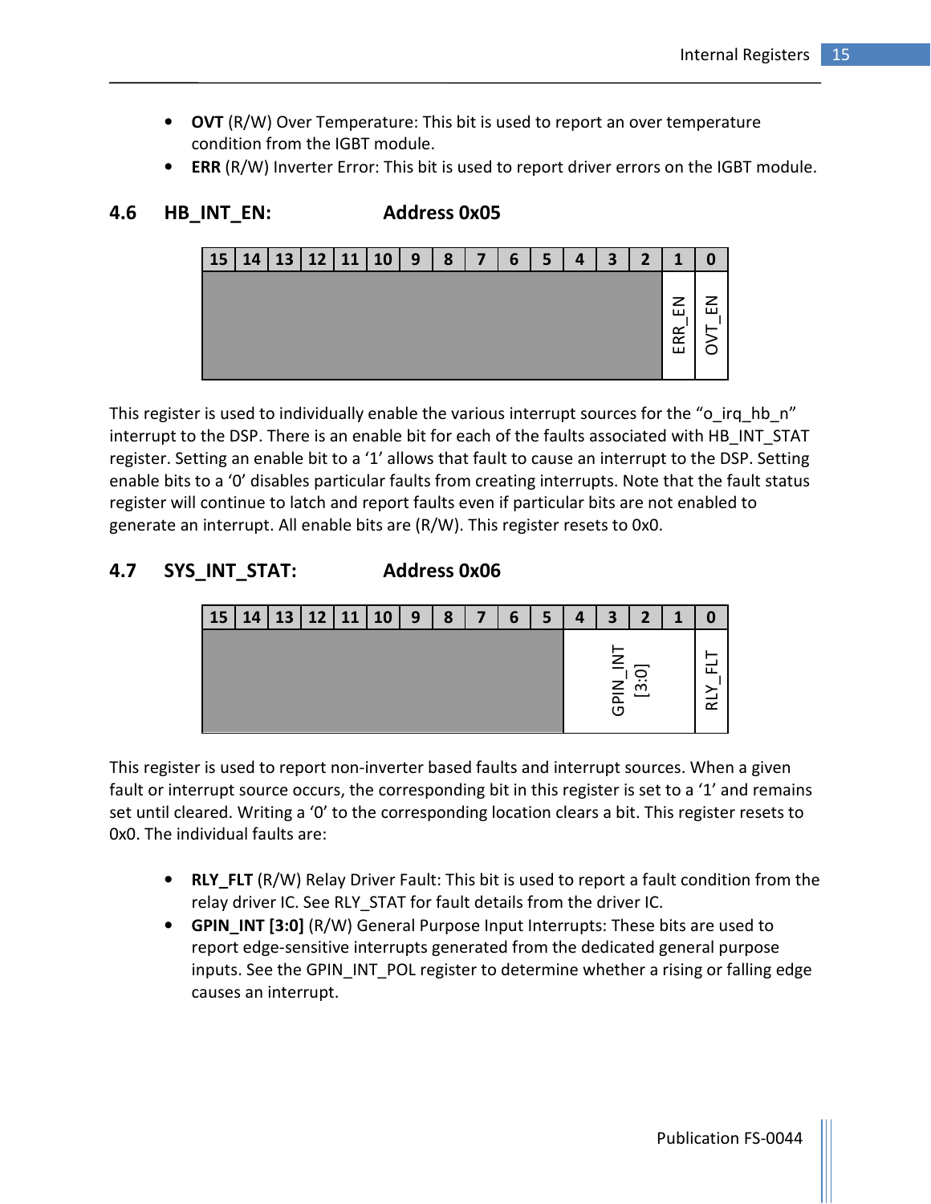- **OVT** (R/W) Over Temperature: This bit is used to report an over temperature condition from the IGBT module.
- **ERR** (R/W) Inverter Error: This bit is used to report driver errors on the IGBT module.

## 4.6 HB_INT_EN: Address 0x05

| 15 | 14 | 13 | 12 | 11 | 10 | 9 | 8 | 7 | 6 | 5 | 4 | 3 | 2 | 1 | 0 |
|---|---|---|---|---|---|---|---|---|---|---|---|---|---|---|---|
| | | | | | | | | | | | | | | ERR_EN | OVT_EN |

This register is used to individually enable the various interrupt sources for the "o_irq_hb_n" interrupt to the DSP. There is an enable bit for each of the faults associated with HB_INT_STAT register. Setting an enable bit to a '1' allows that fault to cause an interrupt to the DSP. Setting enable bits to a '0' disables particular faults from creating interrupts. Note that the fault status register will continue to latch and report faults even if particular bits are not enabled to generate an interrupt. All enable bits are (R/W). This register resets to 0x0.

## 4.7 SYS_INT_STAT: Address 0x06

| 15 | 14 | 13 | 12 | 11 | 10 | 9 | 8 | 7 | 6 | 5 | 4 | 3 | 2 | 1 | 0 |
|---|---|---|---|---|---|---|---|---|---|---|---|---|---|---|---|
| | | | | | | | | | | | GPIN_INT [3:0] | | | | RLY_FLT |

This register is used to report non-inverter based faults and interrupt sources. When a given fault or interrupt source occurs, the corresponding bit in this register is set to a '1' and remains set until cleared. Writing a '0' to the corresponding location clears a bit. This register resets to 0x0. The individual faults are:

- **RLY_FLT** (R/W) Relay Driver Fault: This bit is used to report a fault condition from the relay driver IC. See RLY_STAT for fault details from the driver IC.
- **GPIN_INT [3:0]** (R/W) General Purpose Input Interrupts: These bits are used to report edge-sensitive interrupts generated from the dedicated general purpose inputs. See the GPIN_INT_POL register to determine whether a rising or falling edge causes an interrupt.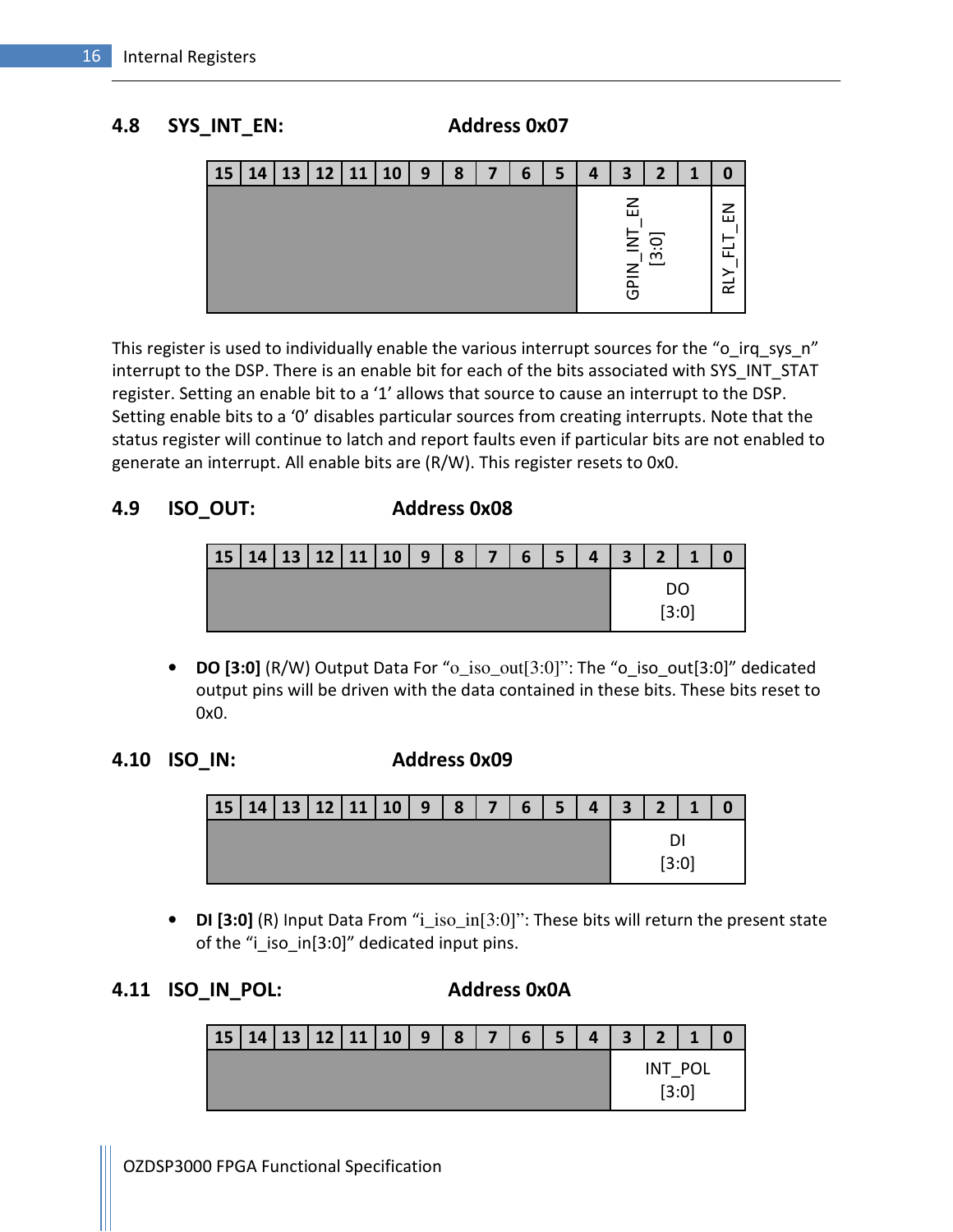## 4.8 SYS_INT_EN: Address 0x07

| 15 | 14 | 13 | 12 | 11 | 10 | 9 | 8 | 7 | 6 | 5 | 4 | 3 | 2 | 1 | 0 |
|---|---|---|---|---|---|---|---|---|---|---|---|---|---|---|---|
| | | | | | | | | | | | GPIN_INT_EN [3:0] | | | | RLY_FLT_EN |

This register is used to individually enable the various interrupt sources for the "o_irq_sys_n" interrupt to the DSP. There is an enable bit for each of the bits associated with SYS_INT_STAT register. Setting an enable bit to a '1' allows that source to cause an interrupt to the DSP. Setting enable bits to a '0' disables particular sources from creating interrupts. Note that the status register will continue to latch and report faults even if particular bits are not enabled to generate an interrupt. All enable bits are (R/W). This register resets to 0x0.

## 4.9 ISO_OUT: Address 0x08

| 15 | 14 | 13 | 12 | 11 | 10 | 9 | 8 | 7 | 6 | 5 | 4 | 3 | 2 | 1 | 0 |
|---|---|---|---|---|---|---|---|---|---|---|---|---|---|---|---|
| | | | | | | | | | | | | DO [3:0] | | | |

- **DO [3:0]** (R/W) Output Data For "o_iso_out[3:0]": The "o_iso_out[3:0]" dedicated output pins will be driven with the data contained in these bits. These bits reset to 0x0.

## 4.10 ISO_IN: Address 0x09

| 15 | 14 | 13 | 12 | 11 | 10 | 9 | 8 | 7 | 6 | 5 | 4 | 3 | 2 | 1 | 0 |
|---|---|---|---|---|---|---|---|---|---|---|---|---|---|---|---|
| | | | | | | | | | | | | DI [3:0] | | | |

- **DI [3:0]** (R) Input Data From "i_iso_in[3:0]": These bits will return the present state of the "i_iso_in[3:0]" dedicated input pins.

## 4.11 ISO_IN_POL: Address 0x0A

| 15 | 14 | 13 | 12 | 11 | 10 | 9 | 8 | 7 | 6 | 5 | 4 | 3 | 2 | 1 | 0 |
|---|---|---|---|---|---|---|---|---|---|---|---|---|---|---|---|
| | | | | | | | | | | | | INT_POL [3:0] | | | |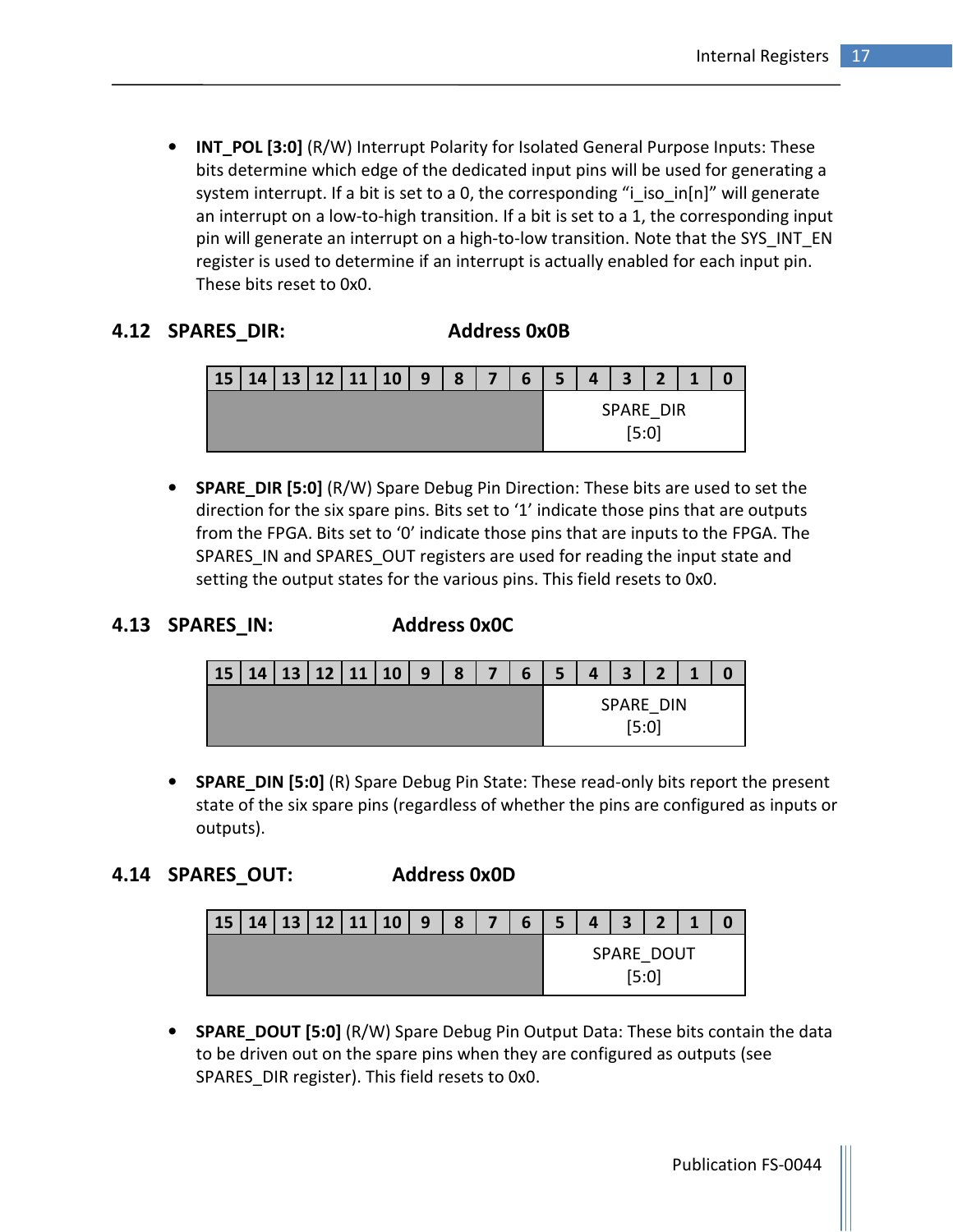- **INT_POL [3:0]** (R/W) Interrupt Polarity for Isolated General Purpose Inputs: These bits determine which edge of the dedicated input pins will be used for generating a system interrupt. If a bit is set to a 0, the corresponding "i_iso_in[n]" will generate an interrupt on a low-to-high transition. If a bit is set to a 1, the corresponding input pin will generate an interrupt on a high-to-low transition. Note that the SYS_INT_EN register is used to determine if an interrupt is actually enabled for each input pin. These bits reset to 0x0.

## 4.12 SPARES_DIR: Address 0x0B

| 15 | 14 | 13 | 12 | 11 | 10 | 9 | 8 | 7 | 6 | 5 | 4 | 3 | 2 | 1 | 0 |
|---|---|---|---|---|---|---|---|---|---|---|---|---|---|---|---|
| | | | | | | | | | | SPARE_DIR [5:0] | | | | | |

- **SPARE_DIR [5:0]** (R/W) Spare Debug Pin Direction: These bits are used to set the direction for the six spare pins. Bits set to '1' indicate those pins that are outputs from the FPGA. Bits set to '0' indicate those pins that are inputs to the FPGA. The SPARES_IN and SPARES_OUT registers are used for reading the input state and setting the output states for the various pins. This field resets to 0x0.

## 4.13 SPARES_IN: Address 0x0C

| 15 | 14 | 13 | 12 | 11 | 10 | 9 | 8 | 7 | 6 | 5 | 4 | 3 | 2 | 1 | 0 |
|---|---|---|---|---|---|---|---|---|---|---|---|---|---|---|---|
| | | | | | | | | | | SPARE_DIN [5:0] | | | | | |

- **SPARE_DIN [5:0]** (R) Spare Debug Pin State: These read-only bits report the present state of the six spare pins (regardless of whether the pins are configured as inputs or outputs).

## 4.14 SPARES_OUT: Address 0x0D

| 15 | 14 | 13 | 12 | 11 | 10 | 9 | 8 | 7 | 6 | 5 | 4 | 3 | 2 | 1 | 0 |
|---|---|---|---|---|---|---|---|---|---|---|---|---|---|---|---|
| | | | | | | | | | | SPARE_DOUT [5:0] | | | | | |

- **SPARE_DOUT [5:0]** (R/W) Spare Debug Pin Output Data: These bits contain the data to be driven out on the spare pins when they are configured as outputs (see SPARES_DIR register). This field resets to 0x0.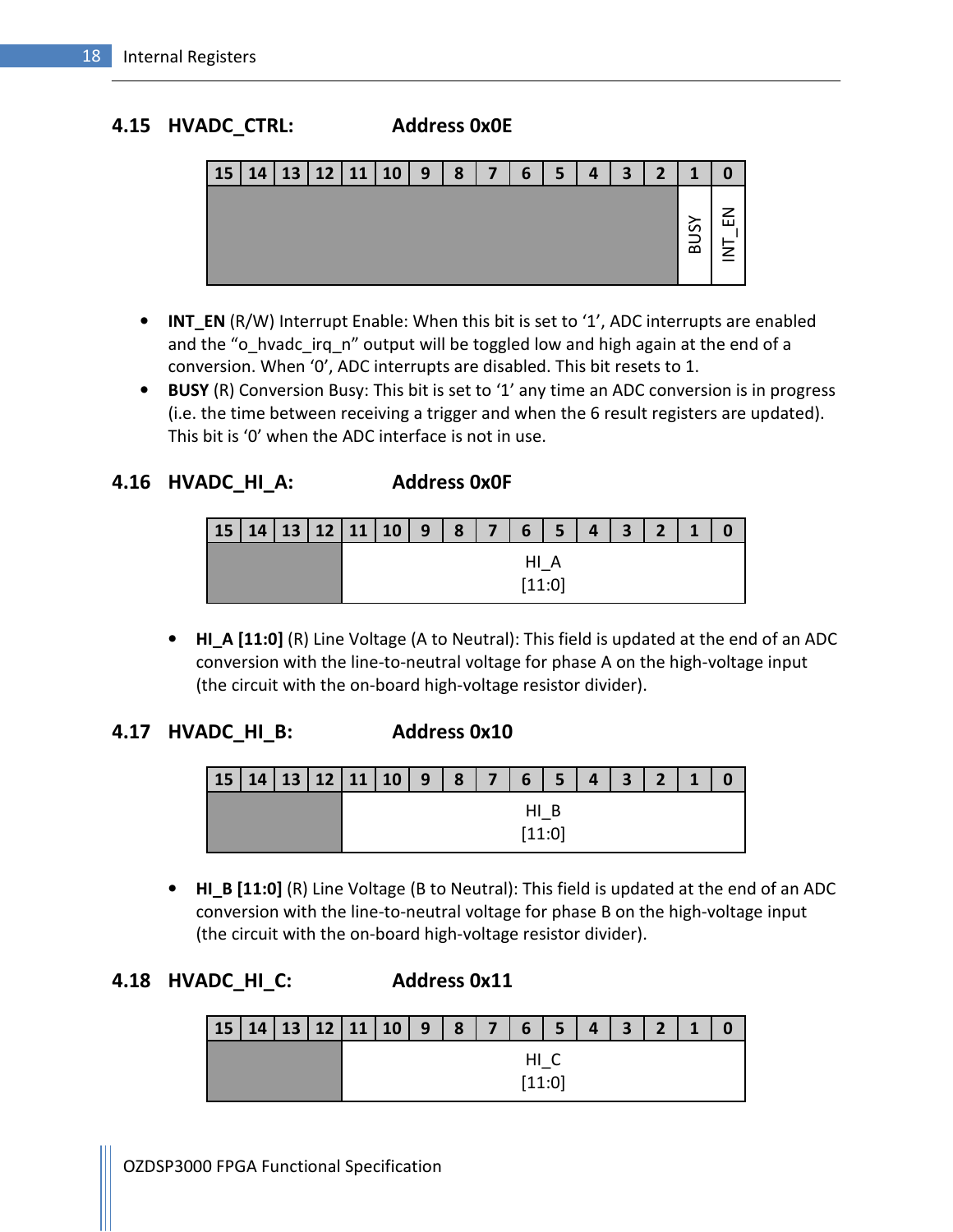## 4.15 HVADC_CTRL: Address 0x0E

| 15 | 14 | 13 | 12 | 11 | 10 | 9 | 8 | 7 | 6 | 5 | 4 | 3 | 2 | 1 | 0 |
|---|---|---|---|---|---|---|---|---|---|---|---|---|---|---|---|
| | | | | | | | | | | | | | | BUSY | INT_EN |

- **INT_EN** (R/W) Interrupt Enable: When this bit is set to '1', ADC interrupts are enabled and the "o_hvadc_irq_n" output will be toggled low and high again at the end of a conversion. When '0', ADC interrupts are disabled. This bit resets to 1.
- **BUSY** (R) Conversion Busy: This bit is set to '1' any time an ADC conversion is in progress (i.e. the time between receiving a trigger and when the 6 result registers are updated). This bit is '0' when the ADC interface is not in use.

## 4.16 HVADC_HI_A: Address 0x0F

| 15 | 14 | 13 | 12 | 11 | 10 | 9 | 8 | 7 | 6 | 5 | 4 | 3 | 2 | 1 | 0 |
|---|---|---|---|---|---|---|---|---|---|---|---|---|---|---|---|
| | | | | HI_A [11:0] | | | | | | | | | | | |

- **HI_A [11:0]** (R) Line Voltage (A to Neutral): This field is updated at the end of an ADC conversion with the line-to-neutral voltage for phase A on the high-voltage input (the circuit with the on-board high-voltage resistor divider).

## 4.17 HVADC_HI_B: Address 0x10

| 15 | 14 | 13 | 12 | 11 | 10 | 9 | 8 | 7 | 6 | 5 | 4 | 3 | 2 | 1 | 0 |
|---|---|---|---|---|---|---|---|---|---|---|---|---|---|---|---|
| | | | | HI_B [11:0] | | | | | | | | | | | |

- **HI_B [11:0]** (R) Line Voltage (B to Neutral): This field is updated at the end of an ADC conversion with the line-to-neutral voltage for phase B on the high-voltage input (the circuit with the on-board high-voltage resistor divider).

## 4.18 HVADC_HI_C: Address 0x11

| 15 | 14 | 13 | 12 | 11 | 10 | 9 | 8 | 7 | 6 | 5 | 4 | 3 | 2 | 1 | 0 |
|---|---|---|---|---|---|---|---|---|---|---|---|---|---|---|---|
| | | | | HI_C [11:0] | | | | | | | | | | | |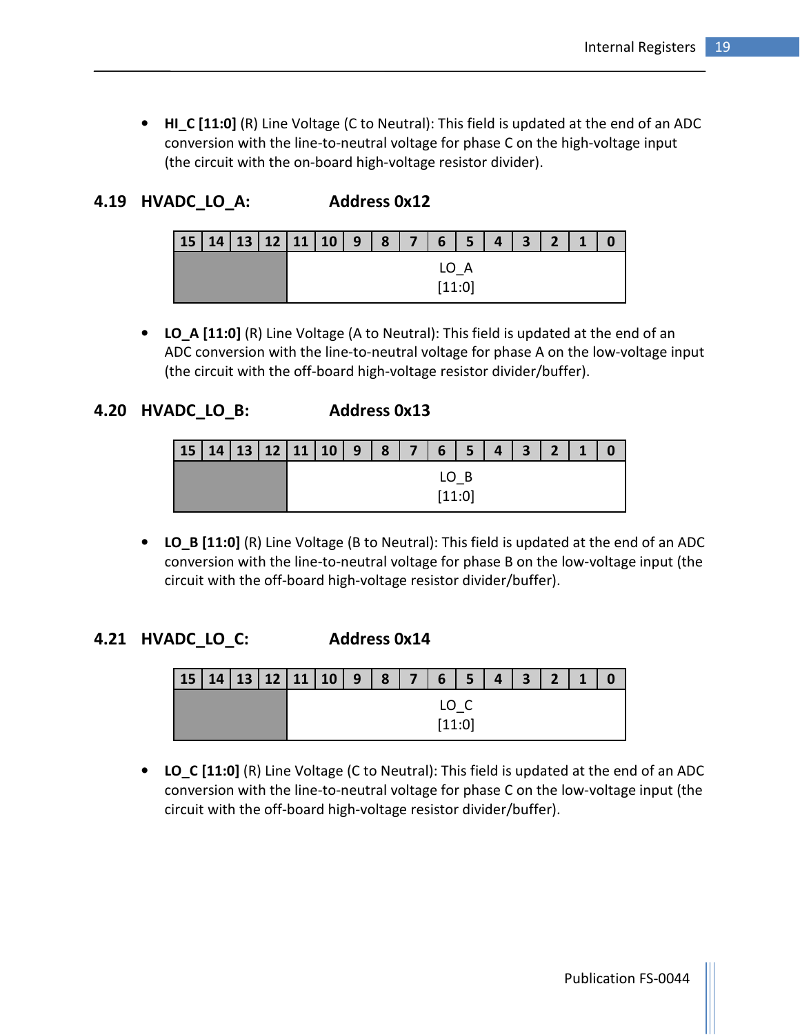- **HI_C [11:0]** (R) Line Voltage (C to Neutral): This field is updated at the end of an ADC conversion with the line-to-neutral voltage for phase C on the high-voltage input (the circuit with the on-board high-voltage resistor divider).

## 4.19 HVADC_LO_A: Address 0x12

| 15 | 14 | 13 | 12 | 11 | 10 | 9 | 8 | 7 | 6 | 5 | 4 | 3 | 2 | 1 | 0 |
|---|---|---|---|---|---|---|---|---|---|---|---|---|---|---|---|
| | | | | LO_A [11:0] | | | | | | | | | | | |

- **LO_A [11:0]** (R) Line Voltage (A to Neutral): This field is updated at the end of an ADC conversion with the line-to-neutral voltage for phase A on the low-voltage input (the circuit with the off-board high-voltage resistor divider/buffer).

## 4.20 HVADC_LO_B: Address 0x13

| 15 | 14 | 13 | 12 | 11 | 10 | 9 | 8 | 7 | 6 | 5 | 4 | 3 | 2 | 1 | 0 |
|---|---|---|---|---|---|---|---|---|---|---|---|---|---|---|---|
| | | | | LO_B [11:0] | | | | | | | | | | | |

- **LO_B [11:0]** (R) Line Voltage (B to Neutral): This field is updated at the end of an ADC conversion with the line-to-neutral voltage for phase B on the low-voltage input (the circuit with the off-board high-voltage resistor divider/buffer).

## 4.21 HVADC_LO_C: Address 0x14

| 15 | 14 | 13 | 12 | 11 | 10 | 9 | 8 | 7 | 6 | 5 | 4 | 3 | 2 | 1 | 0 |
|---|---|---|---|---|---|---|---|---|---|---|---|---|---|---|---|
| | | | | LO_C [11:0] | | | | | | | | | | | |

- **LO_C [11:0]** (R) Line Voltage (C to Neutral): This field is updated at the end of an ADC conversion with the line-to-neutral voltage for phase C on the low-voltage input (the circuit with the off-board high-voltage resistor divider/buffer).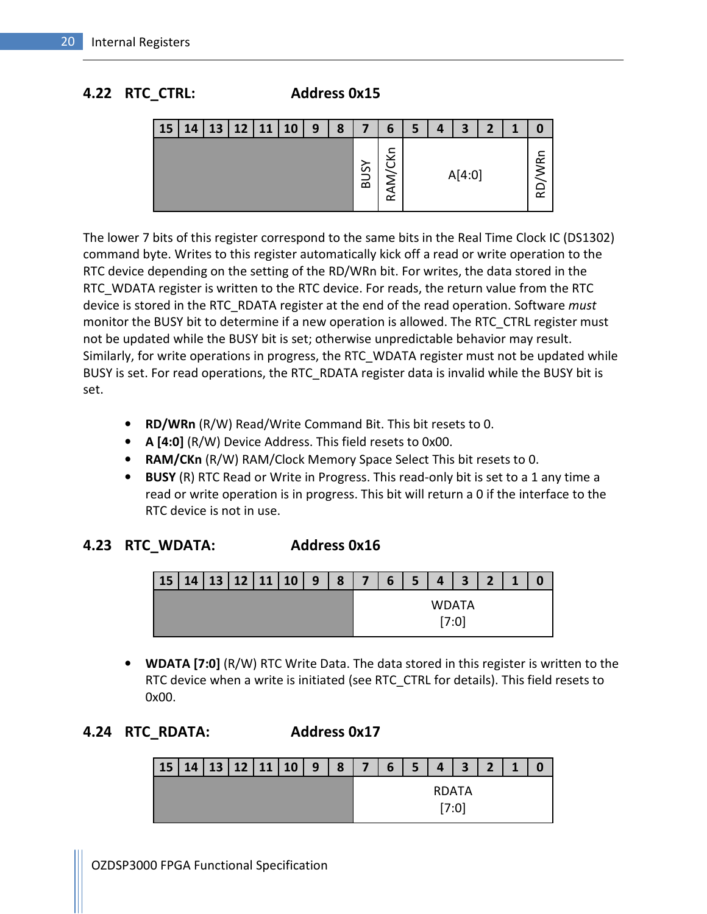## 4.22 RTC_CTRL: Address 0x15

| 15 | 14 | 13 | 12 | 11 | 10 | 9 | 8 | 7 | 6 | 5 | 4 | 3 | 2 | 1 | 0 |
|---|---|---|---|---|---|---|---|---|---|---|---|---|---|---|---|
| | | | | | | | | BUSY | RAM/CKn | A[4:0] | | | | | RD/WRn |

The lower 7 bits of this register correspond to the same bits in the Real Time Clock IC (DS1302) command byte. Writes to this register automatically kick off a read or write operation to the RTC device depending on the setting of the RD/WRn bit. For writes, the data stored in the RTC_WDATA register is written to the RTC device. For reads, the return value from the RTC device is stored in the RTC_RDATA register at the end of the read operation. Software *must* monitor the BUSY bit to determine if a new operation is allowed. The RTC_CTRL register must not be updated while the BUSY bit is set; otherwise unpredictable behavior may result. Similarly, for write operations in progress, the RTC_WDATA register must not be updated while BUSY is set. For read operations, the RTC_RDATA register data is invalid while the BUSY bit is set.

- **RD/WRn** (R/W) Read/Write Command Bit. This bit resets to 0.
- **A [4:0]** (R/W) Device Address. This field resets to 0x00.
- **RAM/CKn** (R/W) RAM/Clock Memory Space Select This bit resets to 0.
- **BUSY** (R) RTC Read or Write in Progress. This read-only bit is set to a 1 any time a read or write operation is in progress. This bit will return a 0 if the interface to the RTC device is not in use.

## 4.23 RTC_WDATA: Address 0x16

| 15 | 14 | 13 | 12 | 11 | 10 | 9 | 8 | 7 | 6 | 5 | 4 | 3 | 2 | 1 | 0 |
|---|---|---|---|---|---|---|---|---|---|---|---|---|---|---|---|
| | | | | | | | | WDATA [7:0] | | | | | | | |

- **WDATA [7:0]** (R/W) RTC Write Data. The data stored in this register is written to the RTC device when a write is initiated (see RTC_CTRL for details). This field resets to 0x00.

## 4.24 RTC_RDATA: Address 0x17

| 15 | 14 | 13 | 12 | 11 | 10 | 9 | 8 | 7 | 6 | 5 | 4 | 3 | 2 | 1 | 0 |
|---|---|---|---|---|---|---|---|---|---|---|---|---|---|---|---|
| | | | | | | | | RDATA [7:0] | | | | | | | |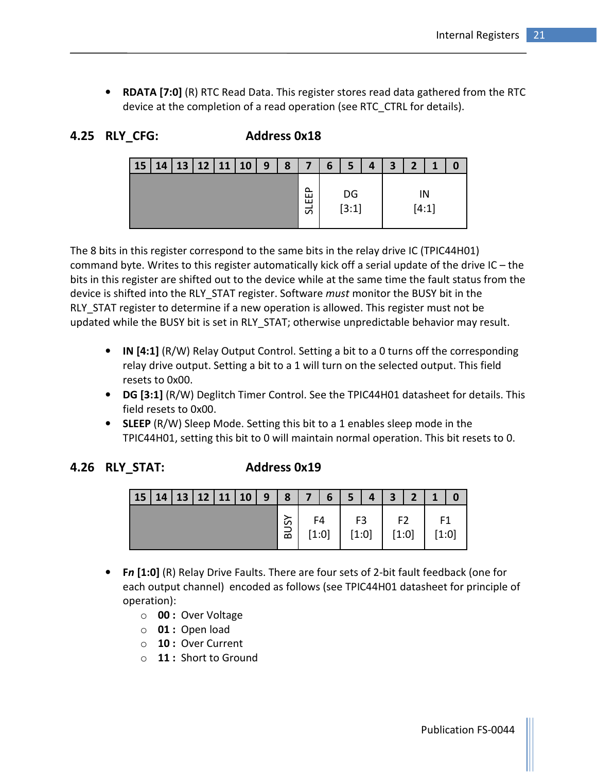- **RDATA [7:0]** (R) RTC Read Data. This register stores read data gathered from the RTC device at the completion of a read operation (see RTC_CTRL for details).

## 4.25 RLY_CFG: Address 0x18

| 15 | 14 | 13 | 12 | 11 | 10 | 9 | 8 | 7 | 6 | 5 | 4 | 3 | 2 | 1 | 0 |
|---|---|---|---|---|---|---|---|---|---|---|---|---|---|---|---|
| | | | | | | | | SLEEP | DG [3:1] | | | IN [4:1] | | | |

The 8 bits in this register correspond to the same bits in the relay drive IC (TPIC44H01) command byte. Writes to this register automatically kick off a serial update of the drive IC – the bits in this register are shifted out to the device while at the same time the fault status from the device is shifted into the RLY_STAT register. Software *must* monitor the BUSY bit in the RLY_STAT register to determine if a new operation is allowed. This register must not be updated while the BUSY bit is set in RLY_STAT; otherwise unpredictable behavior may result.

- **IN [4:1]** (R/W) Relay Output Control. Setting a bit to a 0 turns off the corresponding relay drive output. Setting a bit to a 1 will turn on the selected output. This field resets to 0x00.
- **DG [3:1]** (R/W) Deglitch Timer Control. See the TPIC44H01 datasheet for details. This field resets to 0x00.
- **SLEEP** (R/W) Sleep Mode. Setting this bit to a 1 enables sleep mode in the TPIC44H01, setting this bit to 0 will maintain normal operation. This bit resets to 0.

## 4.26 RLY_STAT: Address 0x19

| 15 | 14 | 13 | 12 | 11 | 10 | 9 | 8 | 7 | 6 | 5 | 4 | 3 | 2 | 1 | 0 |
|---|---|---|---|---|---|---|---|---|---|---|---|---|---|---|---|
| | | | | | | | BUSY | F4 [1:0] | | F3 [1:0] | | F2 [1:0] | | F1 [1:0] | |

- **F*n* [1:0]** (R) Relay Drive Faults. There are four sets of 2-bit fault feedback (one for each output channel) encoded as follows (see TPIC44H01 datasheet for principle of operation):
  - **00 :** Over Voltage
  - **01 :** Open load
  - **10 :** Over Current
  - **11 :** Short to Ground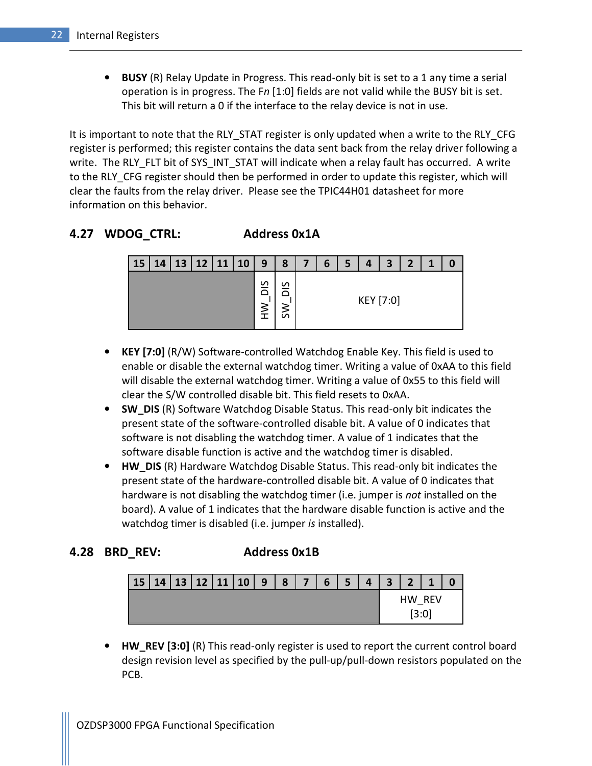- **BUSY** (R) Relay Update in Progress. This read-only bit is set to a 1 any time a serial operation is in progress. The F*n* [1:0] fields are not valid while the BUSY bit is set. This bit will return a 0 if the interface to the relay device is not in use.

It is important to note that the RLY_STAT register is only updated when a write to the RLY_CFG register is performed; this register contains the data sent back from the relay driver following a write. The RLY_FLT bit of SYS_INT_STAT will indicate when a relay fault has occurred. A write to the RLY_CFG register should then be performed in order to update this register, which will clear the faults from the relay driver. Please see the TPIC44H01 datasheet for more information on this behavior.

## 4.27 WDOG_CTRL: Address 0x1A

| 15 | 14 | 13 | 12 | 11 | 10 | 9 | 8 | 7 | 6 | 5 | 4 | 3 | 2 | 1 | 0 |
|---|---|---|---|---|---|---|---|---|---|---|---|---|---|---|---|
| | | | | | | HW_DIS | SW_DIS | KEY [7:0] | | | | | | | |

- **KEY [7:0]** (R/W) Software-controlled Watchdog Enable Key. This field is used to enable or disable the external watchdog timer. Writing a value of 0xAA to this field will disable the external watchdog timer. Writing a value of 0x55 to this field will clear the S/W controlled disable bit. This field resets to 0xAA.
- **SW_DIS** (R) Software Watchdog Disable Status. This read-only bit indicates the present state of the software-controlled disable bit. A value of 0 indicates that software is not disabling the watchdog timer. A value of 1 indicates that the software disable function is active and the watchdog timer is disabled.
- **HW_DIS** (R) Hardware Watchdog Disable Status. This read-only bit indicates the present state of the hardware-controlled disable bit. A value of 0 indicates that hardware is not disabling the watchdog timer (i.e. jumper is *not* installed on the board). A value of 1 indicates that the hardware disable function is active and the watchdog timer is disabled (i.e. jumper *is* installed).

## 4.28 BRD_REV: Address 0x1B

| 15 | 14 | 13 | 12 | 11 | 10 | 9 | 8 | 7 | 6 | 5 | 4 | 3 | 2 | 1 | 0 |
|---|---|---|---|---|---|---|---|---|---|---|---|---|---|---|---|
| | | | | | | | | | | | | HW_REV [3:0] | | | |

- **HW_REV [3:0]** (R) This read-only register is used to report the current control board design revision level as specified by the pull-up/pull-down resistors populated on the PCB.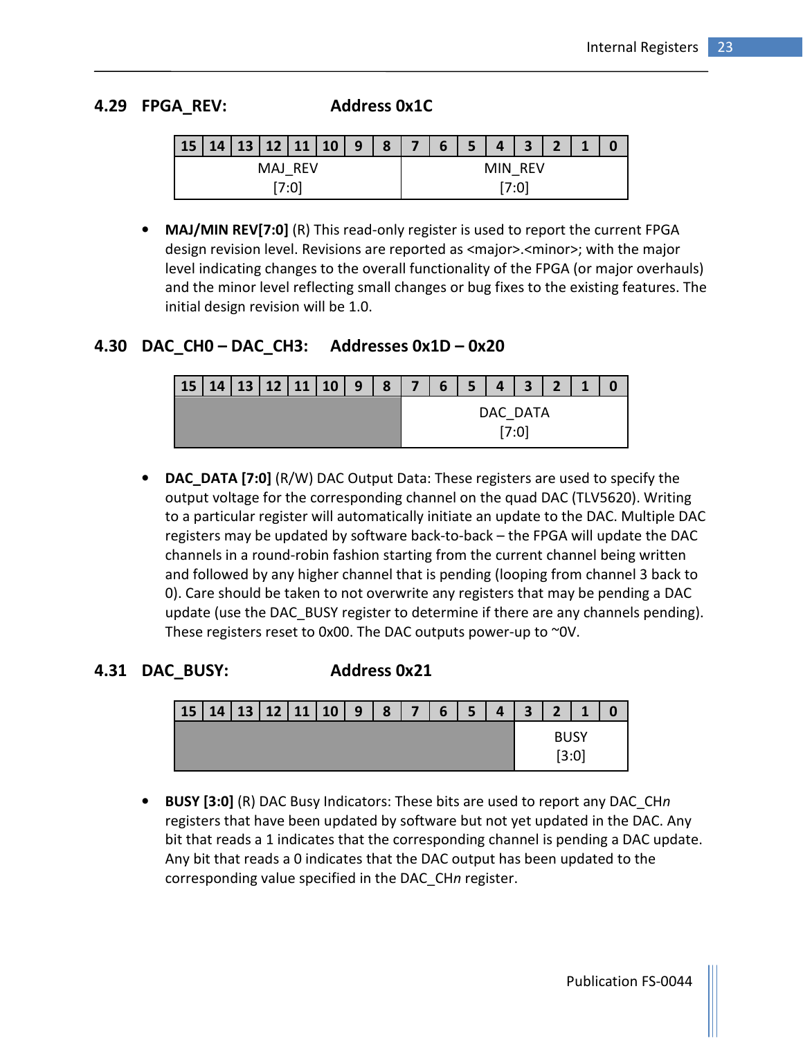## 4.29 FPGA_REV: Address 0x1C

| 15 | 14 | 13 | 12 | 11 | 10 | 9 | 8 | 7 | 6 | 5 | 4 | 3 | 2 | 1 | 0 |
|---|---|---|---|---|---|---|---|---|---|---|---|---|---|---|---|
| MAJ_REV [7:0] | | | | | | | | MIN_REV [7:0] | | | | | | | |

- **MAJ/MIN REV[7:0]** (R) This read-only register is used to report the current FPGA design revision level. Revisions are reported as <major>.<minor>; with the major level indicating changes to the overall functionality of the FPGA (or major overhauls) and the minor level reflecting small changes or bug fixes to the existing features. The initial design revision will be 1.0.

## 4.30 DAC_CH0 – DAC_CH3: Addresses 0x1D – 0x20

| 15 | 14 | 13 | 12 | 11 | 10 | 9 | 8 | 7 | 6 | 5 | 4 | 3 | 2 | 1 | 0 |
|---|---|---|---|---|---|---|---|---|---|---|---|---|---|---|---|
| | | | | | | | | DAC_DATA [7:0] | | | | | | | |

- **DAC_DATA [7:0]** (R/W) DAC Output Data: These registers are used to specify the output voltage for the corresponding channel on the quad DAC (TLV5620). Writing to a particular register will automatically initiate an update to the DAC. Multiple DAC registers may be updated by software back-to-back – the FPGA will update the DAC channels in a round-robin fashion starting from the current channel being written and followed by any higher channel that is pending (looping from channel 3 back to 0). Care should be taken to not overwrite any registers that may be pending a DAC update (use the DAC_BUSY register to determine if there are any channels pending). These registers reset to 0x00. The DAC outputs power-up to ~0V.

## 4.31 DAC_BUSY: Address 0x21

| 15 | 14 | 13 | 12 | 11 | 10 | 9 | 8 | 7 | 6 | 5 | 4 | 3 | 2 | 1 | 0 |
|---|---|---|---|---|---|---|---|---|---|---|---|---|---|---|---|
| | | | | | | | | | | | | BUSY [3:0] | | | |

- **BUSY [3:0]** (R) DAC Busy Indicators: These bits are used to report any DAC_CH*n* registers that have been updated by software but not yet updated in the DAC. Any bit that reads a 1 indicates that the corresponding channel is pending a DAC update. Any bit that reads a 0 indicates that the DAC output has been updated to the corresponding value specified in the DAC_CH*n* register.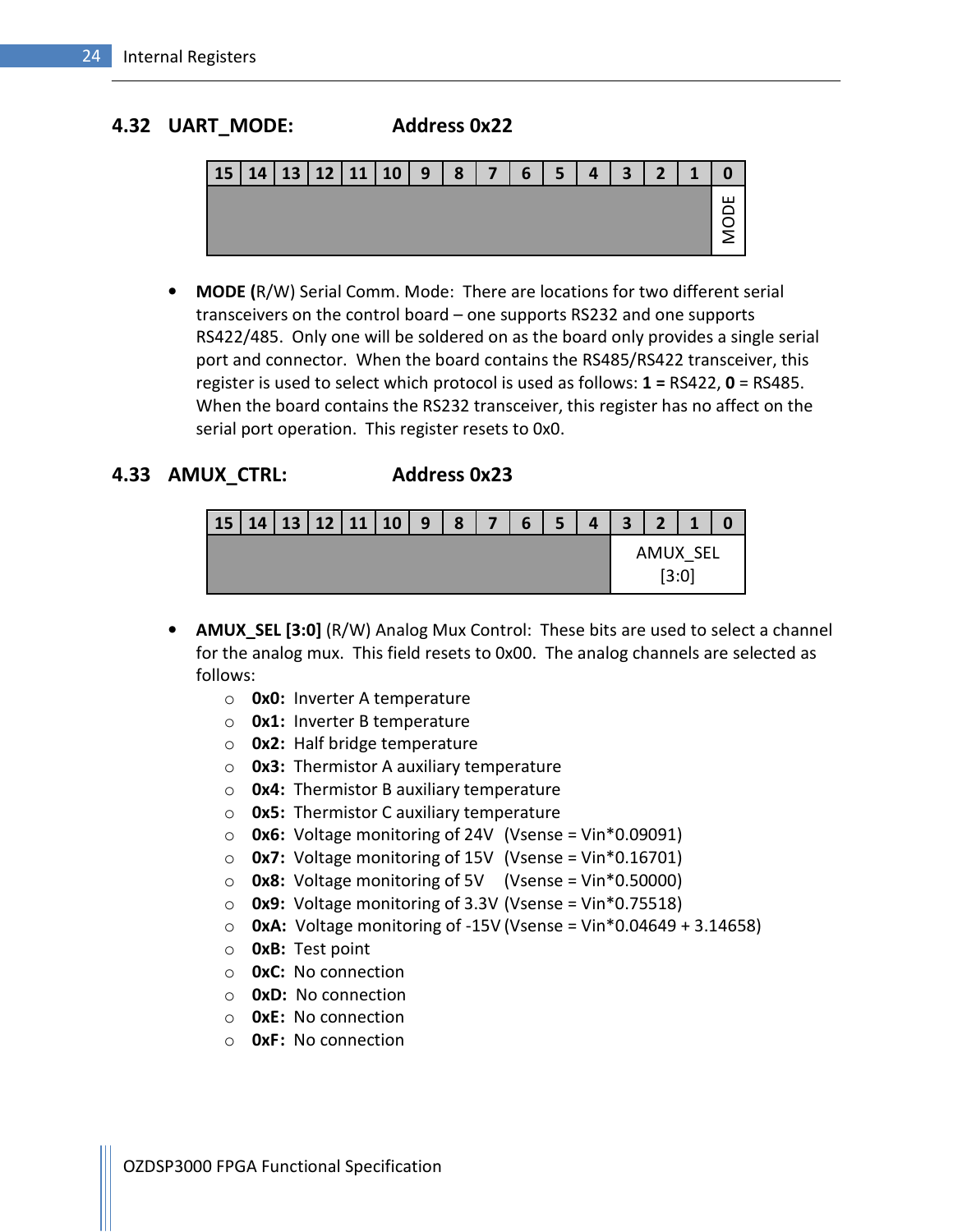## 4.32 UART_MODE: Address 0x22

| 15 | 14 | 13 | 12 | 11 | 10 | 9 | 8 | 7 | 6 | 5 | 4 | 3 | 2 | 1 | 0 |
|---|---|---|---|---|---|---|---|---|---|---|---|---|---|---|---|
| | | | | | | | | | | | | | | | MODE |

- **MODE (**R/W) Serial Comm. Mode: There are locations for two different serial transceivers on the control board – one supports RS232 and one supports RS422/485. Only one will be soldered on as the board only provides a single serial port and connector. When the board contains the RS485/RS422 transceiver, this register is used to select which protocol is used as follows: **1 =** RS422, **0** = RS485. When the board contains the RS232 transceiver, this register has no affect on the serial port operation. This register resets to 0x0.

## 4.33 AMUX_CTRL: Address 0x23

| 15 | 14 | 13 | 12 | 11 | 10 | 9 | 8 | 7 | 6 | 5 | 4 | 3 | 2 | 1 | 0 |
|---|---|---|---|---|---|---|---|---|---|---|---|---|---|---|---|
| | | | | | | | | | | | | AMUX_SEL [3:0] | | | |

- **AMUX_SEL [3:0]** (R/W) Analog Mux Control: These bits are used to select a channel for the analog mux. This field resets to 0x00. The analog channels are selected as follows:
  - **0x0:** Inverter A temperature
  - **0x1:** Inverter B temperature
  - **0x2:** Half bridge temperature
  - **0x3:** Thermistor A auxiliary temperature
  - **0x4:** Thermistor B auxiliary temperature
  - **0x5:** Thermistor C auxiliary temperature
  - **0x6:** Voltage monitoring of 24V (Vsense = Vin*0.09091)
  - **0x7:** Voltage monitoring of 15V (Vsense = Vin*0.16701)
  - **0x8:** Voltage monitoring of 5V (Vsense = Vin*0.50000)
  - **0x9:** Voltage monitoring of 3.3V (Vsense = Vin*0.75518)
  - **0xA:** Voltage monitoring of -15V (Vsense = Vin*0.04649 + 3.14658)
  - **0xB:** Test point
  - **0xC:** No connection
  - **0xD:** No connection
  - **0xE:** No connection
  - **0xF:** No connection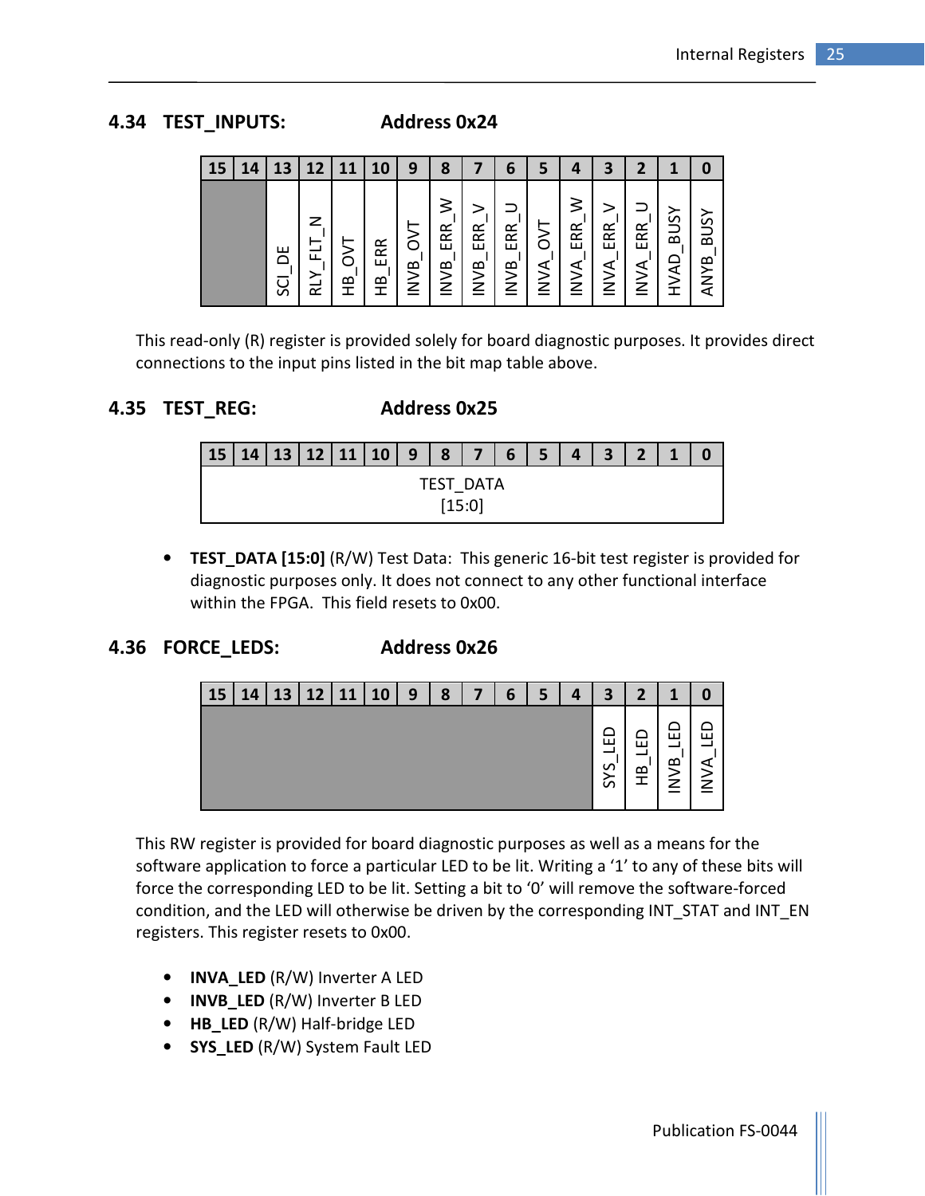## 4.34 TEST_INPUTS: Address 0x24

| 15 | 14 | 13 | 12 | 11 | 10 | 9 | 8 | 7 | 6 | 5 | 4 | 3 | 2 | 1 | 0 |
|---|---|---|---|---|---|---|---|---|---|---|---|---|---|---|---|
| | | SCI_DE | RLY_FLT_N | HB_OVT | HB_ERR | INVB_OVT | INVB_ERR_W | INVB_ERR_V | INVB_ERR_U | INVA_OVT | INVA_ERR_W | INVA_ERR_V | INVA_ERR_U | HVAD_BUSY | ANYB_BUSY |

This read-only (R) register is provided solely for board diagnostic purposes. It provides direct connections to the input pins listed in the bit map table above.

## 4.35 TEST_REG: Address 0x25

| 15 | 14 | 13 | 12 | 11 | 10 | 9 | 8 | 7 | 6 | 5 | 4 | 3 | 2 | 1 | 0 |
|---|---|---|---|---|---|---|---|---|---|---|---|---|---|---|---|
| TEST_DATA [15:0] | | | | | | | | | | | | | | | |

- **TEST_DATA [15:0]** (R/W) Test Data: This generic 16-bit test register is provided for diagnostic purposes only. It does not connect to any other functional interface within the FPGA. This field resets to 0x00.

## 4.36 FORCE_LEDS: Address 0x26

| 15 | 14 | 13 | 12 | 11 | 10 | 9 | 8 | 7 | 6 | 5 | 4 | 3 | 2 | 1 | 0 |
|---|---|---|---|---|---|---|---|---|---|---|---|---|---|---|---|
| | | | | | | | | | | | | SYS_LED | HB_LED | INVB_LED | INVA_LED |

This RW register is provided for board diagnostic purposes as well as a means for the software application to force a particular LED to be lit. Writing a '1' to any of these bits will force the corresponding LED to be lit. Setting a bit to '0' will remove the software-forced condition, and the LED will otherwise be driven by the corresponding INT_STAT and INT_EN registers. This register resets to 0x00.

- **INVA_LED** (R/W) Inverter A LED
- **INVB_LED** (R/W) Inverter B LED
- **HB_LED** (R/W) Half-bridge LED
- **SYS_LED** (R/W) System Fault LED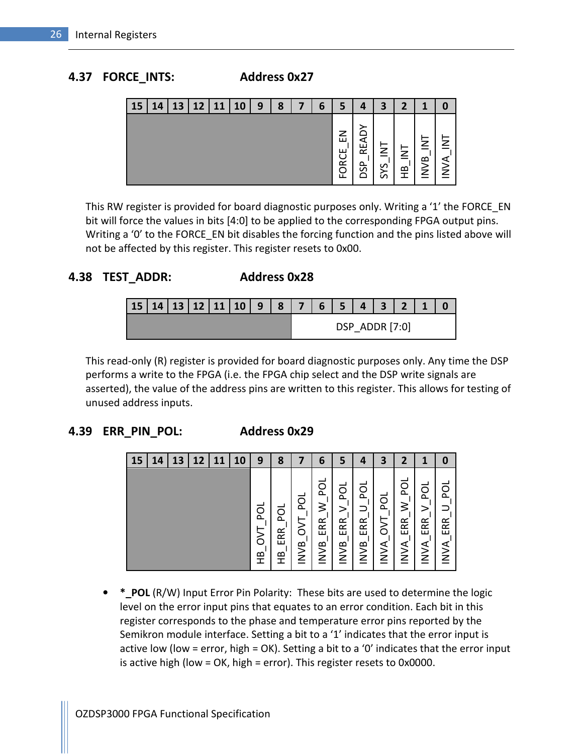## 4.37 FORCE_INTS: Address 0x27

| 15 | 14 | 13 | 12 | 11 | 10 | 9 | 8 | 7 | 6 | 5 | 4 | 3 | 2 | 1 | 0 |
|---|---|---|---|---|---|---|---|---|---|---|---|---|---|---|---|
| | | | | | | | | | | FORCE_EN | DSP_READY | SYS_INT | HB_INT | INVB_INT | INVA_INT |

This RW register is provided for board diagnostic purposes only. Writing a '1' the FORCE_EN bit will force the values in bits [4:0] to be applied to the corresponding FPGA output pins. Writing a '0' to the FORCE_EN bit disables the forcing function and the pins listed above will not be affected by this register. This register resets to 0x00.

## 4.38 TEST_ADDR: Address 0x28

| 15 | 14 | 13 | 12 | 11 | 10 | 9 | 8 | 7 | 6 | 5 | 4 | 3 | 2 | 1 | 0 |
|---|---|---|---|---|---|---|---|---|---|---|---|---|---|---|---|
| | | | | | | | | DSP_ADDR [7:0] | | | | | | | |

This read-only (R) register is provided for board diagnostic purposes only. Any time the DSP performs a write to the FPGA (i.e. the FPGA chip select and the DSP write signals are asserted), the value of the address pins are written to this register. This allows for testing of unused address inputs.

## 4.39 ERR_PIN_POL: Address 0x29

| 15 | 14 | 13 | 12 | 11 | 10 | 9 | 8 | 7 | 6 | 5 | 4 | 3 | 2 | 1 | 0 |
|---|---|---|---|---|---|---|---|---|---|---|---|---|---|---|---|
| | | | | | | HB_OVT_POL | HB_ERR_POL | INVB_OVT_POL | INVB_ERR_W_POL | INVB_ERR_V_POL | INVB_ERR_U_POL | INVA_OVT_POL | INVA_ERR_W_POL | INVA_ERR_V_POL | INVA_ERR_U_POL |

- **\*_POL** (R/W) Input Error Pin Polarity: These bits are used to determine the logic level on the error input pins that equates to an error condition. Each bit in this register corresponds to the phase and temperature error pins reported by the Semikron module interface. Setting a bit to a '1' indicates that the error input is active low (low = error, high = OK). Setting a bit to a '0' indicates that the error input is active high (low = OK, high = error). This register resets to 0x0000.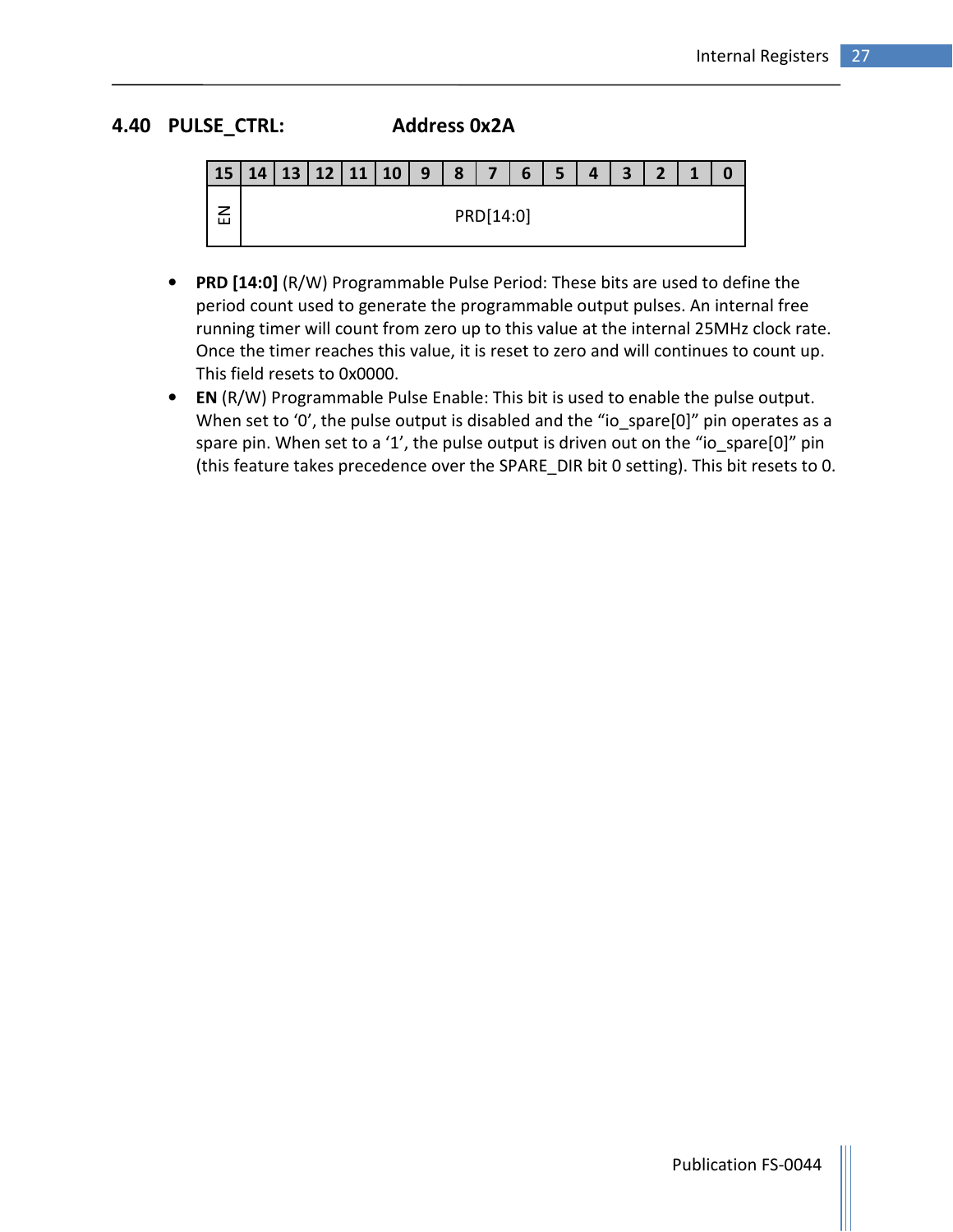## 4.40 PULSE_CTRL: Address 0x2A

| 15 | 14 | 13 | 12 | 11 | 10 | 9 | 8 | 7 | 6 | 5 | 4 | 3 | 2 | 1 | 0 |
|---|---|---|---|---|---|---|---|---|---|---|---|---|---|---|---|
| EN | PRD[14:0] | | | | | | | | | | | | | | |

- **PRD [14:0]** (R/W) Programmable Pulse Period: These bits are used to define the period count used to generate the programmable output pulses. An internal free running timer will count from zero up to this value at the internal 25MHz clock rate. Once the timer reaches this value, it is reset to zero and will continues to count up. This field resets to 0x0000.
- **EN** (R/W) Programmable Pulse Enable: This bit is used to enable the pulse output. When set to '0', the pulse output is disabled and the "io_spare[0]" pin operates as a spare pin. When set to a '1', the pulse output is driven out on the "io_spare[0]" pin (this feature takes precedence over the SPARE_DIR bit 0 setting). This bit resets to 0.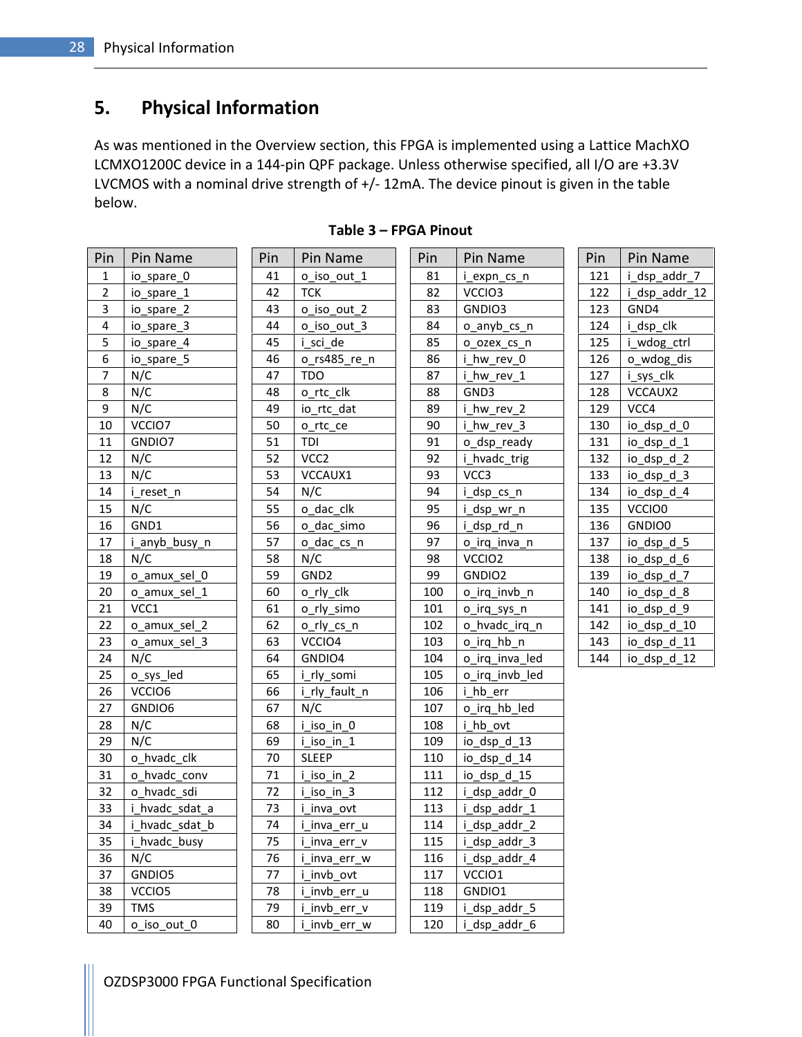# 5. Physical Information

As was mentioned in the Overview section, this FPGA is implemented using a Lattice MachXO LCMXO1200C device in a 144-pin QPF package. Unless otherwise specified, all I/O are +3.3V LVCMOS with a nominal drive strength of +/- 12mA. The device pinout is given in the table below.

**Table 3 – FPGA Pinout**

| Pin | Pin Name | Pin | Pin Name | Pin | Pin Name | Pin | Pin Name |
|---|---|---|---|---|---|---|---|
| 1 | io_spare_0 | 41 | o_iso_out_1 | 81 | i_expn_cs_n | 121 | i_dsp_addr_7 |
| 2 | io_spare_1 | 42 | TCK | 82 | VCCIO3 | 122 | i_dsp_addr_12 |
| 3 | io_spare_2 | 43 | o_iso_out_2 | 83 | GNDIO3 | 123 | GND4 |
| 4 | io_spare_3 | 44 | o_iso_out_3 | 84 | o_anyb_cs_n | 124 | i_dsp_clk |
| 5 | io_spare_4 | 45 | i_sci_de | 85 | o_ozex_cs_n | 125 | i_wdog_ctrl |
| 6 | io_spare_5 | 46 | o_rs485_re_n | 86 | i_hw_rev_0 | 126 | o_wdog_dis |
| 7 | N/C | 47 | TDO | 87 | i_hw_rev_1 | 127 | i_sys_clk |
| 8 | N/C | 48 | o_rtc_clk | 88 | GND3 | 128 | VCCAUX2 |
| 9 | N/C | 49 | io_rtc_dat | 89 | i_hw_rev_2 | 129 | VCC4 |
| 10 | VCCIO7 | 50 | o_rtc_ce | 90 | i_hw_rev_3 | 130 | io_dsp_d_0 |
| 11 | GNDIO7 | 51 | TDI | 91 | o_dsp_ready | 131 | io_dsp_d_1 |
| 12 | N/C | 52 | VCC2 | 92 | i_hvadc_trig | 132 | io_dsp_d_2 |
| 13 | N/C | 53 | VCCAUX1 | 93 | VCC3 | 133 | io_dsp_d_3 |
| 14 | i_reset_n | 54 | N/C | 94 | i_dsp_cs_n | 134 | io_dsp_d_4 |
| 15 | N/C | 55 | o_dac_clk | 95 | i_dsp_wr_n | 135 | VCCIO0 |
| 16 | GND1 | 56 | o_dac_simo | 96 | i_dsp_rd_n | 136 | GNDIO0 |
| 17 | i_anyb_busy_n | 57 | o_dac_cs_n | 97 | o_irq_inva_n | 137 | io_dsp_d_5 |
| 18 | N/C | 58 | N/C | 98 | VCCIO2 | 138 | io_dsp_d_6 |
| 19 | o_amux_sel_0 | 59 | GND2 | 99 | GNDIO2 | 139 | io_dsp_d_7 |
| 20 | o_amux_sel_1 | 60 | o_rly_clk | 100 | o_irq_invb_n | 140 | io_dsp_d_8 |
| 21 | VCC1 | 61 | o_rly_simo | 101 | o_irq_sys_n | 141 | io_dsp_d_9 |
| 22 | o_amux_sel_2 | 62 | o_rly_cs_n | 102 | o_hvadc_irq_n | 142 | io_dsp_d_10 |
| 23 | o_amux_sel_3 | 63 | VCCIO4 | 103 | o_irq_hb_n | 143 | io_dsp_d_11 |
| 24 | N/C | 64 | GNDIO4 | 104 | o_irq_inva_led | 144 | io_dsp_d_12 |
| 25 | o_sys_led | 65 | i_rly_somi | 105 | o_irq_invb_led | | |
| 26 | VCCIO6 | 66 | i_rly_fault_n | 106 | i_hb_err | | |
| 27 | GNDIO6 | 67 | N/C | 107 | o_irq_hb_led | | |
| 28 | N/C | 68 | i_iso_in_0 | 108 | i_hb_ovt | | |
| 29 | N/C | 69 | i_iso_in_1 | 109 | io_dsp_d_13 | | |
| 30 | o_hvadc_clk | 70 | SLEEP | 110 | io_dsp_d_14 | | |
| 31 | o_hvadc_conv | 71 | i_iso_in_2 | 111 | io_dsp_d_15 | | |
| 32 | o_hvadc_sdi | 72 | i_iso_in_3 | 112 | i_dsp_addr_0 | | |
| 33 | i_hvadc_sdat_a | 73 | i_inva_ovt | 113 | i_dsp_addr_1 | | |
| 34 | i_hvadc_sdat_b | 74 | i_inva_err_u | 114 | i_dsp_addr_2 | | |
| 35 | i_hvadc_busy | 75 | i_inva_err_v | 115 | i_dsp_addr_3 | | |
| 36 | N/C | 76 | i_inva_err_w | 116 | i_dsp_addr_4 | | |
| 37 | GNDIO5 | 77 | i_invb_ovt | 117 | VCCIO1 | | |
| 38 | VCCIO5 | 78 | i_invb_err_u | 118 | GNDIO1 | | |
| 39 | TMS | 79 | i_invb_err_v | 119 | i_dsp_addr_5 | | |
| 40 | o_iso_out_0 | 80 | i_invb_err_w | 120 | i_dsp_addr_6 | | |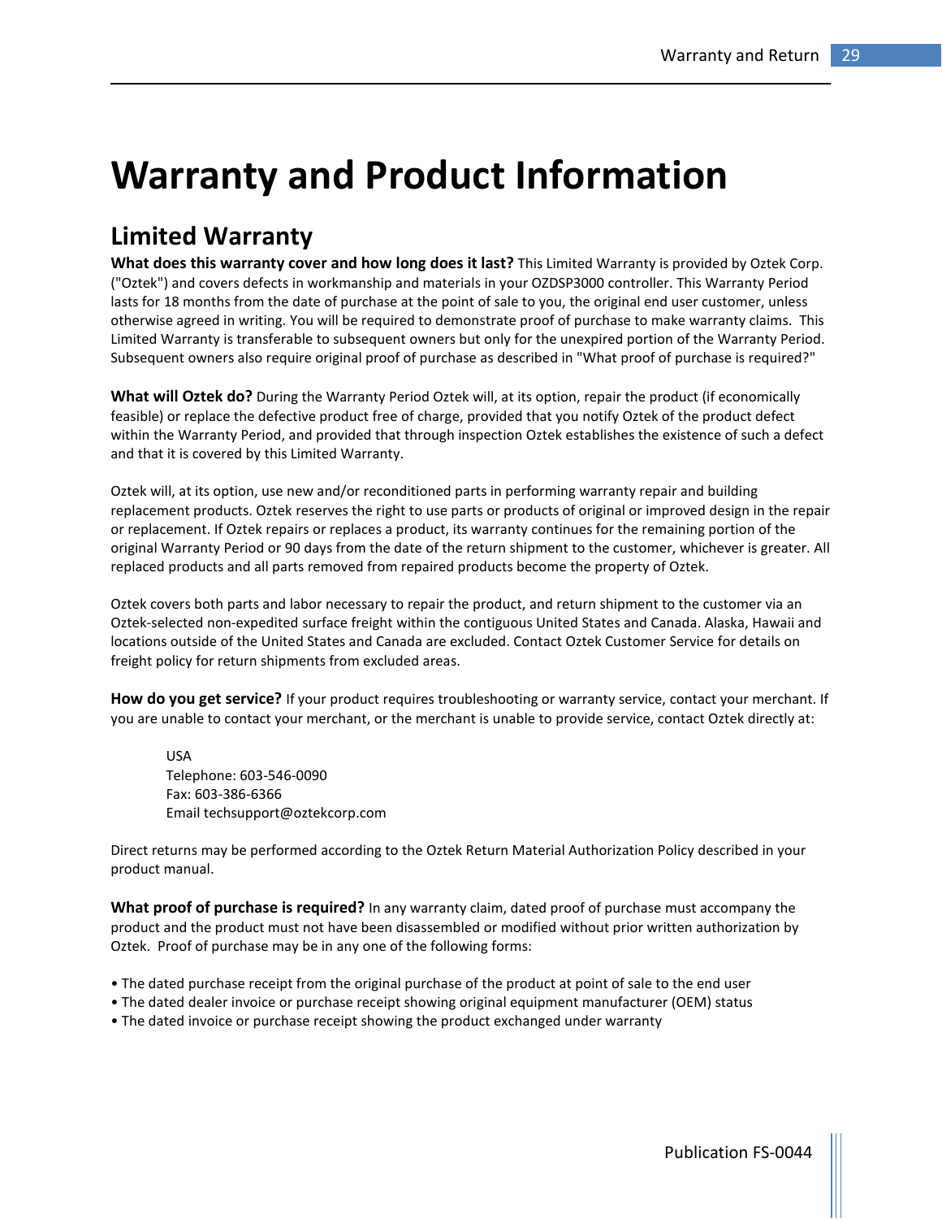# Warranty and Product Information

## Limited Warranty

**What does this warranty cover and how long does it last?** This Limited Warranty is provided by Oztek Corp. ("Oztek") and covers defects in workmanship and materials in your OZDSP3000 controller. This Warranty Period lasts for 18 months from the date of purchase at the point of sale to you, the original end user customer, unless otherwise agreed in writing. You will be required to demonstrate proof of purchase to make warranty claims. This Limited Warranty is transferable to subsequent owners but only for the unexpired portion of the Warranty Period. Subsequent owners also require original proof of purchase as described in "What proof of purchase is required?"

**What will Oztek do?** During the Warranty Period Oztek will, at its option, repair the product (if economically feasible) or replace the defective product free of charge, provided that you notify Oztek of the product defect within the Warranty Period, and provided that through inspection Oztek establishes the existence of such a defect and that it is covered by this Limited Warranty.

Oztek will, at its option, use new and/or reconditioned parts in performing warranty repair and building replacement products. Oztek reserves the right to use parts or products of original or improved design in the repair or replacement. If Oztek repairs or replaces a product, its warranty continues for the remaining portion of the original Warranty Period or 90 days from the date of the return shipment to the customer, whichever is greater. All replaced products and all parts removed from repaired products become the property of Oztek.

Oztek covers both parts and labor necessary to repair the product, and return shipment to the customer via an Oztek-selected non-expedited surface freight within the contiguous United States and Canada. Alaska, Hawaii and locations outside of the United States and Canada are excluded. Contact Oztek Customer Service for details on freight policy for return shipments from excluded areas.

**How do you get service?** If your product requires troubleshooting or warranty service, contact your merchant. If you are unable to contact your merchant, or the merchant is unable to provide service, contact Oztek directly at:

USA
Telephone: 603-546-0090
Fax: 603-386-6366
Email techsupport@oztekcorp.com

Direct returns may be performed according to the Oztek Return Material Authorization Policy described in your product manual.

**What proof of purchase is required?** In any warranty claim, dated proof of purchase must accompany the product and the product must not have been disassembled or modified without prior written authorization by Oztek. Proof of purchase may be in any one of the following forms:

- The dated purchase receipt from the original purchase of the product at point of sale to the end user
- The dated dealer invoice or purchase receipt showing original equipment manufacturer (OEM) status
- The dated invoice or purchase receipt showing the product exchanged under warranty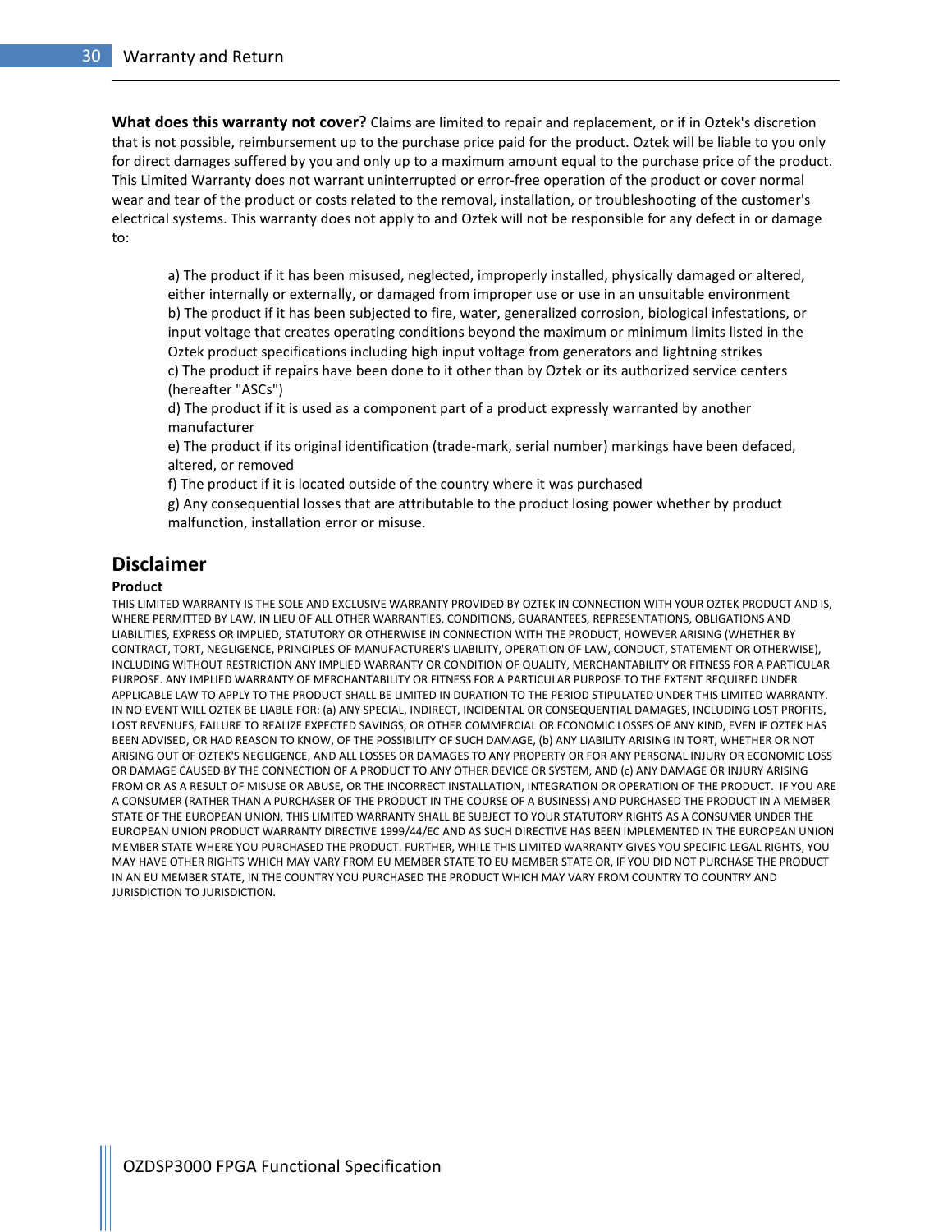**What does this warranty not cover?** Claims are limited to repair and replacement, or if in Oztek's discretion that is not possible, reimbursement up to the purchase price paid for the product. Oztek will be liable to you only for direct damages suffered by you and only up to a maximum amount equal to the purchase price of the product. This Limited Warranty does not warrant uninterrupted or error-free operation of the product or cover normal wear and tear of the product or costs related to the removal, installation, or troubleshooting of the customer's electrical systems. This warranty does not apply to and Oztek will not be responsible for any defect in or damage to:

a) The product if it has been misused, neglected, improperly installed, physically damaged or altered, either internally or externally, or damaged from improper use or use in an unsuitable environment
b) The product if it has been subjected to fire, water, generalized corrosion, biological infestations, or input voltage that creates operating conditions beyond the maximum or minimum limits listed in the Oztek product specifications including high input voltage from generators and lightning strikes
c) The product if repairs have been done to it other than by Oztek or its authorized service centers (hereafter "ASCs")
d) The product if it is used as a component part of a product expressly warranted by another manufacturer
e) The product if its original identification (trade-mark, serial number) markings have been defaced, altered, or removed
f) The product if it is located outside of the country where it was purchased
g) Any consequential losses that are attributable to the product losing power whether by product malfunction, installation error or misuse.

## Disclaimer

**Product**

THIS LIMITED WARRANTY IS THE SOLE AND EXCLUSIVE WARRANTY PROVIDED BY OZTEK IN CONNECTION WITH YOUR OZTEK PRODUCT AND IS, WHERE PERMITTED BY LAW, IN LIEU OF ALL OTHER WARRANTIES, CONDITIONS, GUARANTEES, REPRESENTATIONS, OBLIGATIONS AND LIABILITIES, EXPRESS OR IMPLIED, STATUTORY OR OTHERWISE IN CONNECTION WITH THE PRODUCT, HOWEVER ARISING (WHETHER BY CONTRACT, TORT, NEGLIGENCE, PRINCIPLES OF MANUFACTURER'S LIABILITY, OPERATION OF LAW, CONDUCT, STATEMENT OR OTHERWISE), INCLUDING WITHOUT RESTRICTION ANY IMPLIED WARRANTY OR CONDITION OF QUALITY, MERCHANTABILITY OR FITNESS FOR A PARTICULAR PURPOSE. ANY IMPLIED WARRANTY OF MERCHANTABILITY OR FITNESS FOR A PARTICULAR PURPOSE TO THE EXTENT REQUIRED UNDER APPLICABLE LAW TO APPLY TO THE PRODUCT SHALL BE LIMITED IN DURATION TO THE PERIOD STIPULATED UNDER THIS LIMITED WARRANTY. IN NO EVENT WILL OZTEK BE LIABLE FOR: (a) ANY SPECIAL, INDIRECT, INCIDENTAL OR CONSEQUENTIAL DAMAGES, INCLUDING LOST PROFITS, LOST REVENUES, FAILURE TO REALIZE EXPECTED SAVINGS, OR OTHER COMMERCIAL OR ECONOMIC LOSSES OF ANY KIND, EVEN IF OZTEK HAS BEEN ADVISED, OR HAD REASON TO KNOW, OF THE POSSIBILITY OF SUCH DAMAGE, (b) ANY LIABILITY ARISING IN TORT, WHETHER OR NOT ARISING OUT OF OZTEK'S NEGLIGENCE, AND ALL LOSSES OR DAMAGES TO ANY PROPERTY OR FOR ANY PERSONAL INJURY OR ECONOMIC LOSS OR DAMAGE CAUSED BY THE CONNECTION OF A PRODUCT TO ANY OTHER DEVICE OR SYSTEM, AND (c) ANY DAMAGE OR INJURY ARISING FROM OR AS A RESULT OF MISUSE OR ABUSE, OR THE INCORRECT INSTALLATION, INTEGRATION OR OPERATION OF THE PRODUCT. IF YOU ARE A CONSUMER (RATHER THAN A PURCHASER OF THE PRODUCT IN THE COURSE OF A BUSINESS) AND PURCHASED THE PRODUCT IN A MEMBER STATE OF THE EUROPEAN UNION, THIS LIMITED WARRANTY SHALL BE SUBJECT TO YOUR STATUTORY RIGHTS AS A CONSUMER UNDER THE EUROPEAN UNION PRODUCT WARRANTY DIRECTIVE 1999/44/EC AND AS SUCH DIRECTIVE HAS BEEN IMPLEMENTED IN THE EUROPEAN UNION MEMBER STATE WHERE YOU PURCHASED THE PRODUCT. FURTHER, WHILE THIS LIMITED WARRANTY GIVES YOU SPECIFIC LEGAL RIGHTS, YOU MAY HAVE OTHER RIGHTS WHICH MAY VARY FROM EU MEMBER STATE TO EU MEMBER STATE OR, IF YOU DID NOT PURCHASE THE PRODUCT IN AN EU MEMBER STATE, IN THE COUNTRY YOU PURCHASED THE PRODUCT WHICH MAY VARY FROM COUNTRY TO COUNTRY AND JURISDICTION TO JURISDICTION.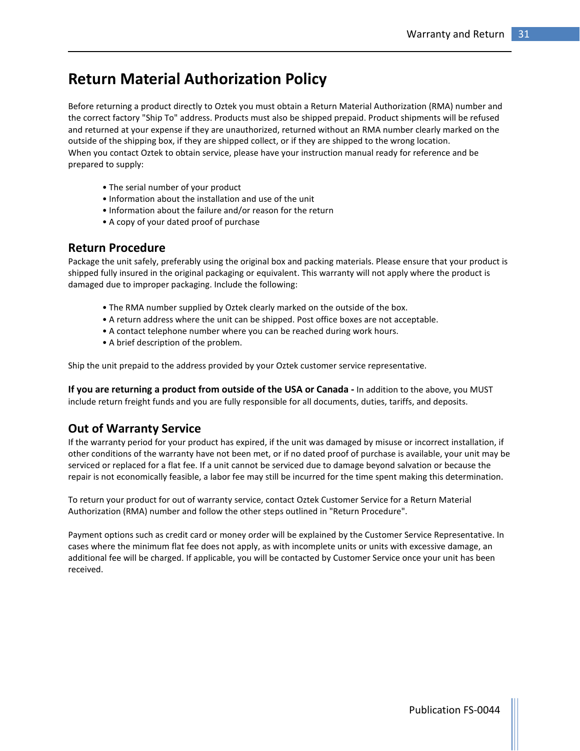# Return Material Authorization Policy

Before returning a product directly to Oztek you must obtain a Return Material Authorization (RMA) number and the correct factory "Ship To" address. Products must also be shipped prepaid. Product shipments will be refused and returned at your expense if they are unauthorized, returned without an RMA number clearly marked on the outside of the shipping box, if they are shipped collect, or if they are shipped to the wrong location.
When you contact Oztek to obtain service, please have your instruction manual ready for reference and be prepared to supply:

- The serial number of your product
- Information about the installation and use of the unit
- Information about the failure and/or reason for the return
- A copy of your dated proof of purchase

## Return Procedure

Package the unit safely, preferably using the original box and packing materials. Please ensure that your product is shipped fully insured in the original packaging or equivalent. This warranty will not apply where the product is damaged due to improper packaging. Include the following:

- The RMA number supplied by Oztek clearly marked on the outside of the box.
- A return address where the unit can be shipped. Post office boxes are not acceptable.
- A contact telephone number where you can be reached during work hours.
- A brief description of the problem.

Ship the unit prepaid to the address provided by your Oztek customer service representative.

**If you are returning a product from outside of the USA or Canada -** In addition to the above, you MUST include return freight funds and you are fully responsible for all documents, duties, tariffs, and deposits.

## Out of Warranty Service

If the warranty period for your product has expired, if the unit was damaged by misuse or incorrect installation, if other conditions of the warranty have not been met, or if no dated proof of purchase is available, your unit may be serviced or replaced for a flat fee. If a unit cannot be serviced due to damage beyond salvation or because the repair is not economically feasible, a labor fee may still be incurred for the time spent making this determination.

To return your product for out of warranty service, contact Oztek Customer Service for a Return Material Authorization (RMA) number and follow the other steps outlined in "Return Procedure".

Payment options such as credit card or money order will be explained by the Customer Service Representative. In cases where the minimum flat fee does not apply, as with incomplete units or units with excessive damage, an additional fee will be charged. If applicable, you will be contacted by Customer Service once your unit has been received.